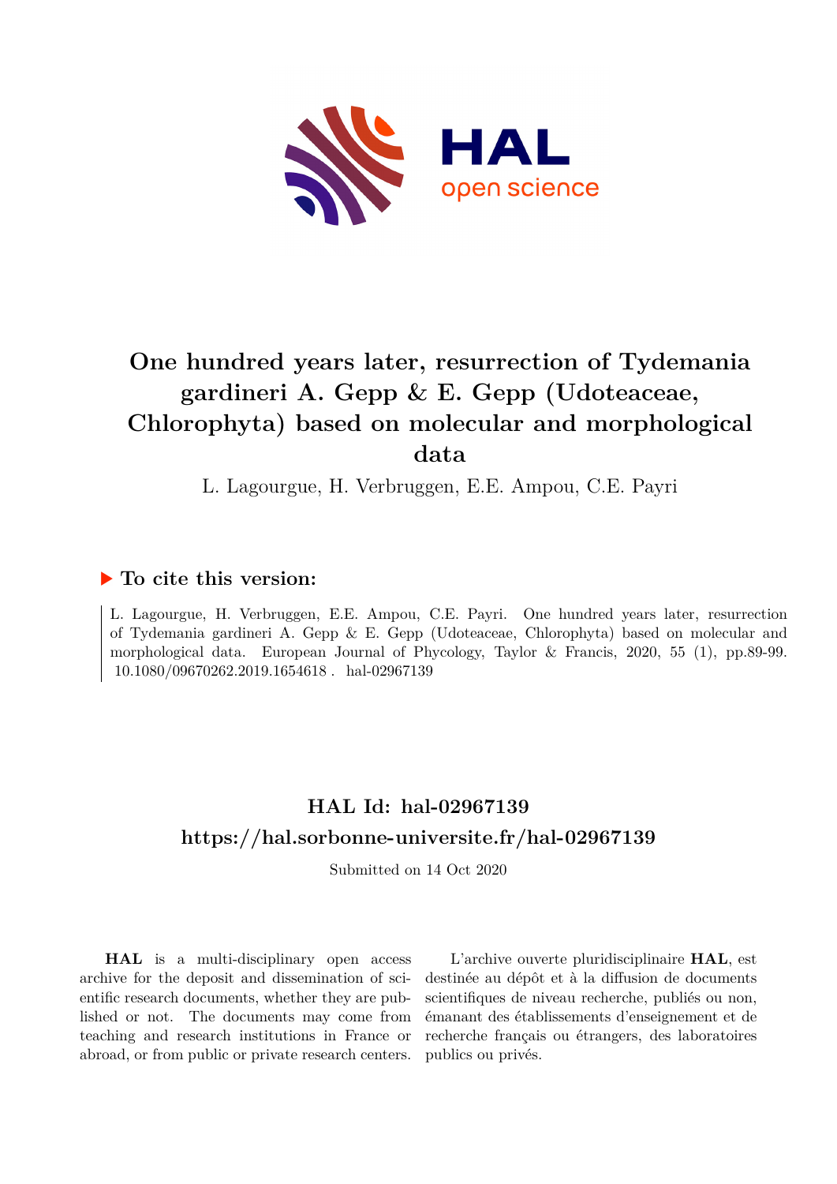# One hundred years later, resurrection of Tydemania gardineri A. Gepp & E. Gepp (Udoteaceae, Chlorophyta) based on molecular and morphological data

L. Lagourgue, H. Verbruggen, E.E. Ampou, C.E. Payri

## ▶ To cite this version:

L. Lagourgue, H. Verbruggen, E.E. Ampou, C.E. Payri. One hundred years later, resurrection of Tydemania gardineri A. Gepp & E. Gepp (Udoteaceae, Chlorophyta) based on molecular and morphological data. European Journal of Phycology, Taylor & Francis, 2020, 55 (1), pp.89-99. 10.1080/09670262.2019.1654618 . hal-02967139

## HAL Id: hal-02967139

## https://hal.sorbonne-universite.fr/hal-02967139

Submitted on 14 Oct 2020

**HAL** is a multi-disciplinary open access archive for the deposit and dissemination of scientific research documents, whether they are published or not. The documents may come from teaching and research institutions in France or abroad, or from public or private research centers.

L'archive ouverte pluridisciplinaire **HAL**, est destinée au dépôt et à la diffusion de documents scientifiques de niveau recherche, publiés ou non, émanant des établissements d'enseignement et de recherche français ou étrangers, des laboratoires publics ou privés.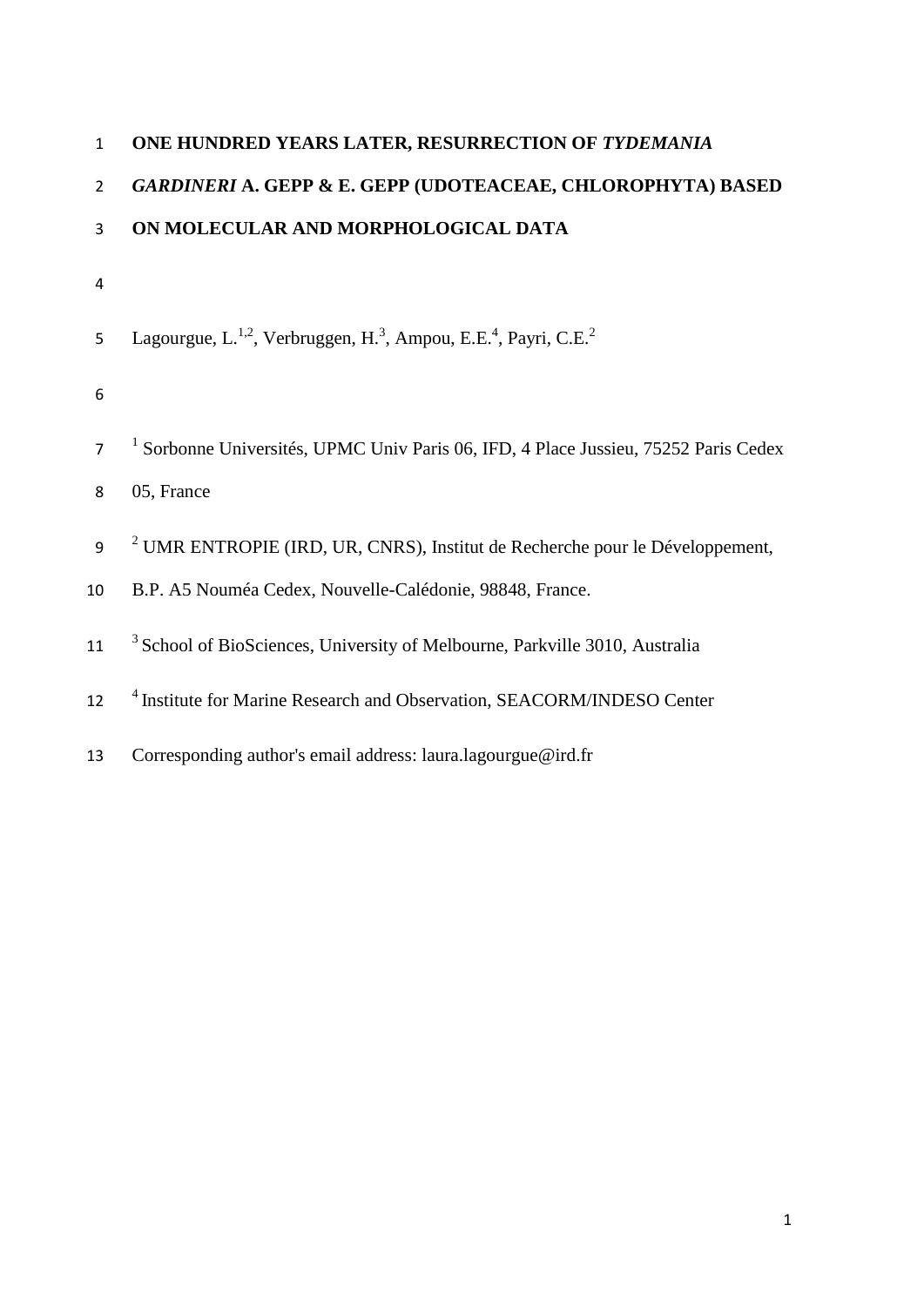# ONE HUNDRED YEARS LATER, RESURRECTION OF *TYDEMANIA GARDINERI* A. GEPP & E. GEPP (UDOTEACEAE, CHLOROPHYTA) BASED ON MOLECULAR AND MORPHOLOGICAL DATA

Lagourgue, L.[1,2], Verbruggen, H.[3], Ampou, E.E.[4], Payri, C.E.[2]

[1] Sorbonne Universités, UPMC Univ Paris 06, IFD, 4 Place Jussieu, 75252 Paris Cedex 05, France

[2] UMR ENTROPIE (IRD, UR, CNRS), Institut de Recherche pour le Développement, B.P. A5 Nouméa Cedex, Nouvelle-Calédonie, 98848, France.

[3] School of BioSciences, University of Melbourne, Parkville 3010, Australia

[4] Institute for Marine Research and Observation, SEACORM/INDESO Center

Corresponding author's email address: laura.lagourgue@ird.fr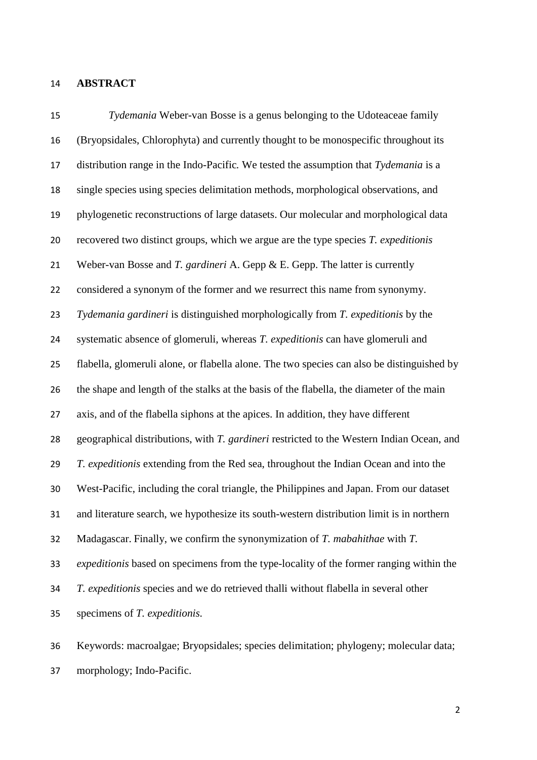## ABSTRACT

*Tydemania* Weber-van Bosse is a genus belonging to the Udoteaceae family (Bryopsidales, Chlorophyta) and currently thought to be monospecific throughout its distribution range in the Indo-Pacific*.* We tested the assumption that *Tydemania* is a single species using species delimitation methods, morphological observations, and phylogenetic reconstructions of large datasets. Our molecular and morphological data recovered two distinct groups, which we argue are the type species *T. expeditionis* Weber-van Bosse and *T. gardineri* A. Gepp & E. Gepp. The latter is currently considered a synonym of the former and we resurrect this name from synonymy. *Tydemania gardineri* is distinguished morphologically from *T. expeditionis* by the systematic absence of glomeruli, whereas *T. expeditionis* can have glomeruli and flabella, glomeruli alone, or flabella alone. The two species can also be distinguished by the shape and length of the stalks at the basis of the flabella, the diameter of the main axis, and of the flabella siphons at the apices. In addition, they have different geographical distributions, with *T. gardineri* restricted to the Western Indian Ocean, and *T. expeditionis* extending from the Red sea, throughout the Indian Ocean and into the West-Pacific, including the coral triangle, the Philippines and Japan. From our dataset and literature search, we hypothesize its south-western distribution limit is in northern Madagascar. Finally, we confirm the synonymization of *T. mabahithae* with *T. expeditionis* based on specimens from the type-locality of the former ranging within the *T. expeditionis* species and we do retrieved thalli without flabella in several other specimens of *T. expeditionis.*

Keywords: macroalgae; Bryopsidales; species delimitation; phylogeny; molecular data; morphology; Indo-Pacific.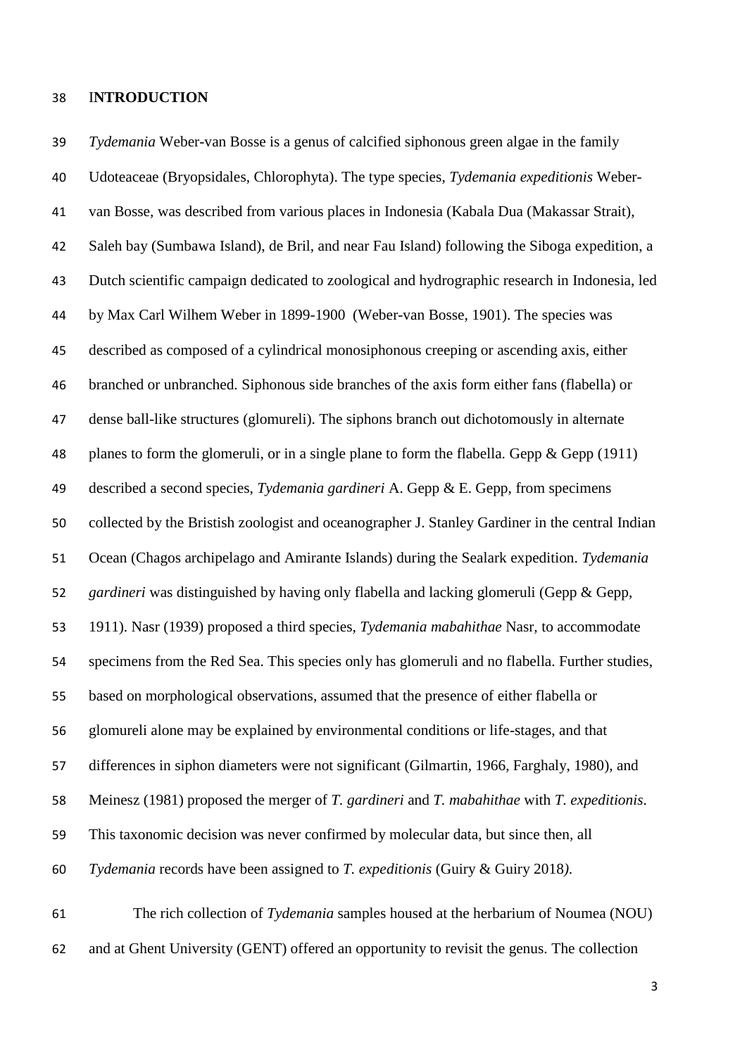## INTRODUCTION

*Tydemania* Weber-van Bosse is a genus of calcified siphonous green algae in the family Udoteaceae (Bryopsidales, Chlorophyta). The type species, *Tydemania expeditionis* Weber-van Bosse, was described from various places in Indonesia (Kabala Dua (Makassar Strait), Saleh bay (Sumbawa Island), de Bril, and near Fau Island) following the Siboga expedition, a Dutch scientific campaign dedicated to zoological and hydrographic research in Indonesia, led by Max Carl Wilhem Weber in 1899-1900 (Weber-van Bosse, 1901). The species was described as composed of a cylindrical monosiphonous creeping or ascending axis, either branched or unbranched. Siphonous side branches of the axis form either fans (flabella) or dense ball-like structures (glomureli). The siphons branch out dichotomously in alternate planes to form the glomeruli, or in a single plane to form the flabella. Gepp & Gepp (1911) described a second species, *Tydemania gardineri* A. Gepp & E. Gepp, from specimens collected by the Bristish zoologist and oceanographer J. Stanley Gardiner in the central Indian Ocean (Chagos archipelago and Amirante Islands) during the Sealark expedition. *Tydemania gardineri* was distinguished by having only flabella and lacking glomeruli (Gepp & Gepp, 1911). Nasr (1939) proposed a third species, *Tydemania mabahithae* Nasr, to accommodate specimens from the Red Sea. This species only has glomeruli and no flabella. Further studies, based on morphological observations, assumed that the presence of either flabella or glomureli alone may be explained by environmental conditions or life-stages, and that differences in siphon diameters were not significant (Gilmartin, 1966, Farghaly, 1980), and Meinesz (1981) proposed the merger of *T. gardineri* and *T. mabahithae* with *T. expeditionis*. This taxonomic decision was never confirmed by molecular data, but since then, all *Tydemania* records have been assigned to *T. expeditionis* (Guiry & Guiry 2018*)*.

The rich collection of *Tydemania* samples housed at the herbarium of Noumea (NOU) and at Ghent University (GENT) offered an opportunity to revisit the genus. The collection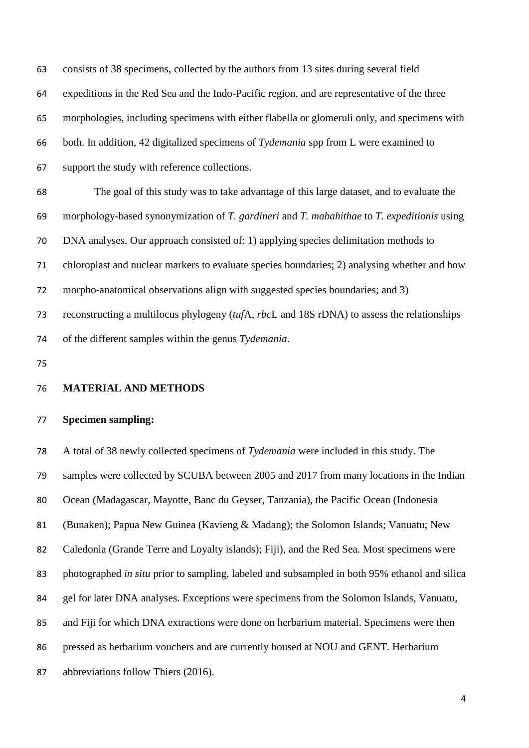consists of 38 specimens, collected by the authors from 13 sites during several field expeditions in the Red Sea and the Indo-Pacific region, and are representative of the three morphologies, including specimens with either flabella or glomeruli only, and specimens with both. In addition, 42 digitalized specimens of *Tydemania* spp from L were examined to support the study with reference collections.

The goal of this study was to take advantage of this large dataset, and to evaluate the morphology-based synonymization of *T. gardineri* and *T. mabahithae* to *T. expeditionis* using DNA analyses. Our approach consisted of: 1) applying species delimitation methods to chloroplast and nuclear markers to evaluate species boundaries; 2) analysing whether and how morpho-anatomical observations align with suggested species boundaries; and 3) reconstructing a multilocus phylogeny (*tuf*A, *rbc*L and 18S rDNA) to assess the relationships of the different samples within the genus *Tydemania*.

## MATERIAL AND METHODS

### Specimen sampling:

A total of 38 newly collected specimens of *Tydemania* were included in this study. The samples were collected by SCUBA between 2005 and 2017 from many locations in the Indian Ocean (Madagascar, Mayotte, Banc du Geyser, Tanzania), the Pacific Ocean (Indonesia (Bunaken); Papua New Guinea (Kavieng & Madang); the Solomon Islands; Vanuatu; New Caledonia (Grande Terre and Loyalty islands); Fiji), and the Red Sea. Most specimens were photographed *in situ* prior to sampling, labeled and subsampled in both 95% ethanol and silica gel for later DNA analyses. Exceptions were specimens from the Solomon Islands, Vanuatu, and Fiji for which DNA extractions were done on herbarium material. Specimens were then pressed as herbarium vouchers and are currently housed at NOU and GENT. Herbarium abbreviations follow Thiers (2016).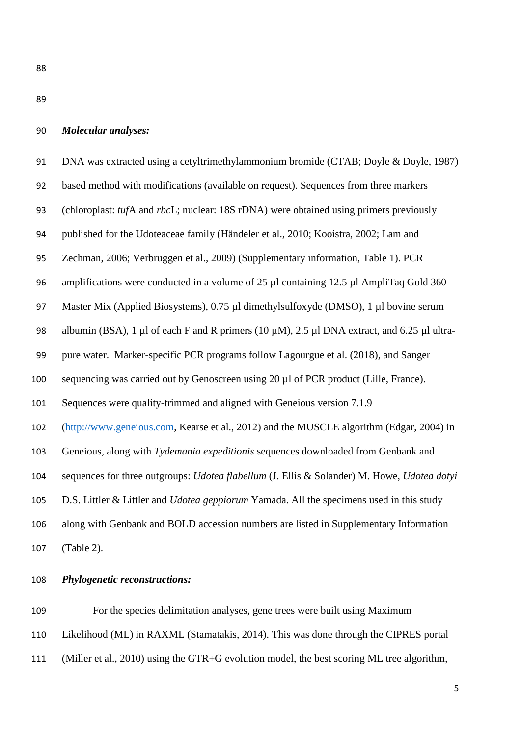***Molecular analyses:***

DNA was extracted using a cetyltrimethylammonium bromide (CTAB; Doyle & Doyle, 1987) based method with modifications (available on request). Sequences from three markers (chloroplast: *tuf*A and *rbc*L; nuclear: 18S rDNA) were obtained using primers previously published for the Udoteaceae family (Händeler et al., 2010; Kooistra, 2002; Lam and Zechman, 2006; Verbruggen et al., 2009) (Supplementary information, Table 1). PCR amplifications were conducted in a volume of 25 µl containing 12.5 µl AmpliTaq Gold 360 Master Mix (Applied Biosystems), 0.75 µl dimethylsulfoxyde (DMSO), 1 µl bovine serum albumin (BSA), 1 µl of each F and R primers (10 µM), 2.5 µl DNA extract, and 6.25 µl ultra-pure water. Marker-specific PCR programs follow Lagourgue et al. (2018), and Sanger sequencing was carried out by Genoscreen using 20 µl of PCR product (Lille, France). Sequences were quality-trimmed and aligned with Geneious version 7.1.9 (http://www.geneious.com, Kearse et al., 2012) and the MUSCLE algorithm (Edgar, 2004) in Geneious, along with *Tydemania expeditionis* sequences downloaded from Genbank and sequences for three outgroups: *Udotea flabellum* (J. Ellis & Solander) M. Howe, *Udotea dotyi* D.S. Littler & Littler and *Udotea geppiorum* Yamada. All the specimens used in this study along with Genbank and BOLD accession numbers are listed in Supplementary Information (Table 2).

***Phylogenetic reconstructions:***

For the species delimitation analyses, gene trees were built using Maximum Likelihood (ML) in RAXML (Stamatakis, 2014). This was done through the CIPRES portal (Miller et al., 2010) using the GTR+G evolution model, the best scoring ML tree algorithm,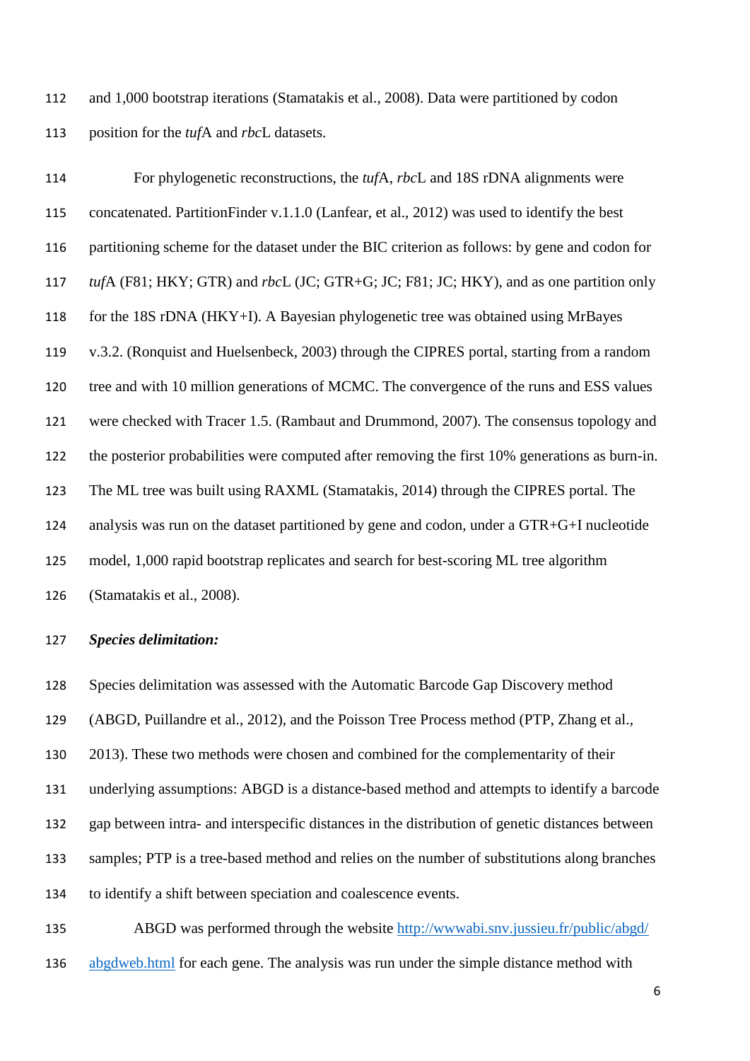and 1,000 bootstrap iterations (Stamatakis et al., 2008). Data were partitioned by codon position for the *tuf*A and *rbc*L datasets.

For phylogenetic reconstructions, the *tuf*A, *rbc*L and 18S rDNA alignments were concatenated. PartitionFinder v.1.1.0 (Lanfear, et al., 2012) was used to identify the best partitioning scheme for the dataset under the BIC criterion as follows: by gene and codon for *tuf*A (F81; HKY; GTR) and *rbc*L (JC; GTR+G; JC; F81; JC; HKY), and as one partition only for the 18S rDNA (HKY+I). A Bayesian phylogenetic tree was obtained using MrBayes v.3.2. (Ronquist and Huelsenbeck, 2003) through the CIPRES portal, starting from a random tree and with 10 million generations of MCMC. The convergence of the runs and ESS values were checked with Tracer 1.5. (Rambaut and Drummond, 2007). The consensus topology and the posterior probabilities were computed after removing the first 10% generations as burn-in. The ML tree was built using RAXML (Stamatakis, 2014) through the CIPRES portal. The analysis was run on the dataset partitioned by gene and codon, under a GTR+G+I nucleotide model, 1,000 rapid bootstrap replicates and search for best-scoring ML tree algorithm (Stamatakis et al., 2008).

***Species delimitation:***

Species delimitation was assessed with the Automatic Barcode Gap Discovery method (ABGD, Puillandre et al., 2012), and the Poisson Tree Process method (PTP, Zhang et al., 2013). These two methods were chosen and combined for the complementarity of their underlying assumptions: ABGD is a distance-based method and attempts to identify a barcode gap between intra- and interspecific distances in the distribution of genetic distances between samples; PTP is a tree-based method and relies on the number of substitutions along branches to identify a shift between speciation and coalescence events.

ABGD was performed through the website [http://wwwabi.snv.jussieu.fr/public/abgd/abgdweb.html](http://wwwabi.snv.jussieu.fr/public/abgd/abgdweb.html) for each gene. The analysis was run under the simple distance method with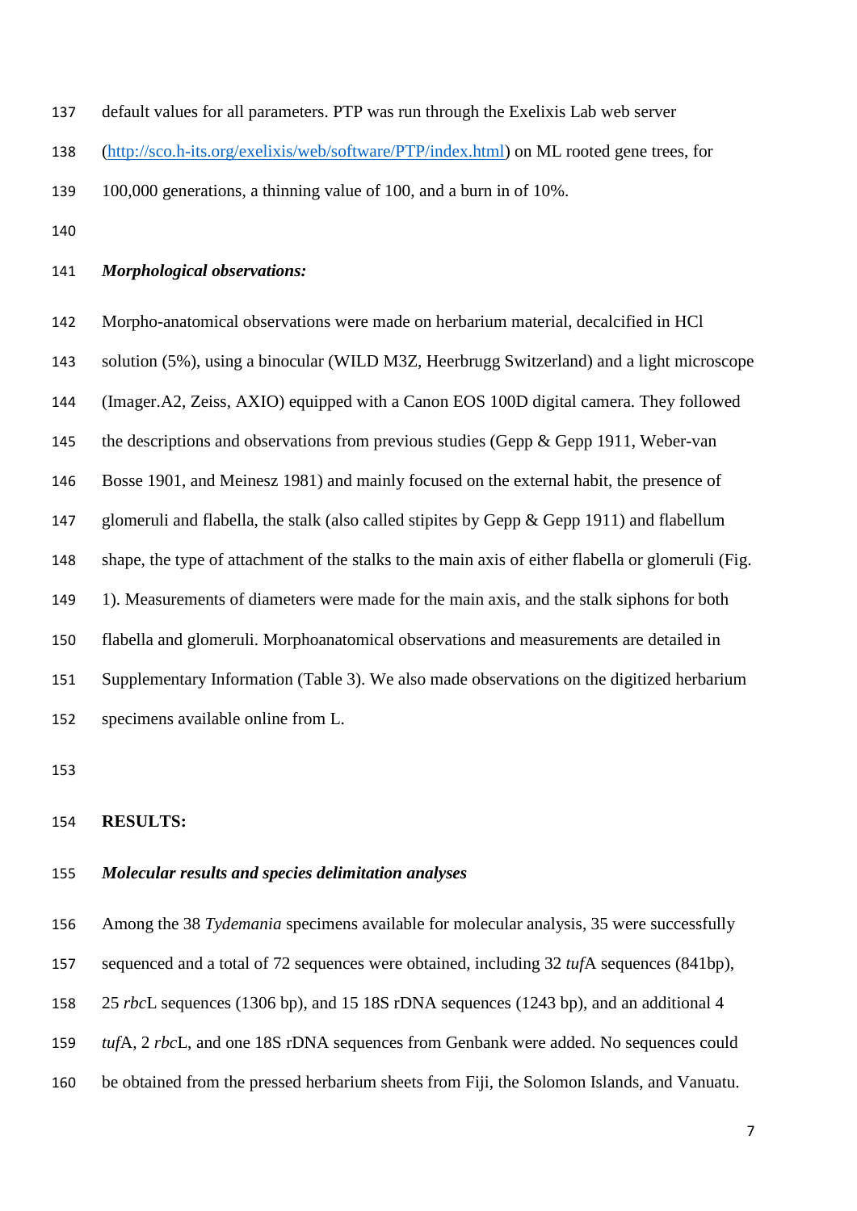default values for all parameters. PTP was run through the Exelixis Lab web server (http://sco.h-its.org/exelixis/web/software/PTP/index.html) on ML rooted gene trees, for 100,000 generations, a thinning value of 100, and a burn in of 10%.

### *Morphological observations:*

Morpho-anatomical observations were made on herbarium material, decalcified in HCl solution (5%), using a binocular (WILD M3Z, Heerbrugg Switzerland) and a light microscope (Imager.A2, Zeiss, AXIO) equipped with a Canon EOS 100D digital camera. They followed the descriptions and observations from previous studies (Gepp & Gepp 1911, Weber-van Bosse 1901, and Meinesz 1981) and mainly focused on the external habit, the presence of glomeruli and flabella, the stalk (also called stipites by Gepp & Gepp 1911) and flabellum shape, the type of attachment of the stalks to the main axis of either flabella or glomeruli (Fig. 1). Measurements of diameters were made for the main axis, and the stalk siphons for both flabella and glomeruli. Morphoanatomical observations and measurements are detailed in Supplementary Information (Table 3). We also made observations on the digitized herbarium specimens available online from L.

## RESULTS:

### *Molecular results and species delimitation analyses*

Among the 38 *Tydemania* specimens available for molecular analysis, 35 were successfully sequenced and a total of 72 sequences were obtained, including 32 *tuf*A sequences (841bp), 25 *rbc*L sequences (1306 bp), and 15 18S rDNA sequences (1243 bp), and an additional 4 *tuf*A, 2 *rbc*L, and one 18S rDNA sequences from Genbank were added. No sequences could be obtained from the pressed herbarium sheets from Fiji, the Solomon Islands, and Vanuatu.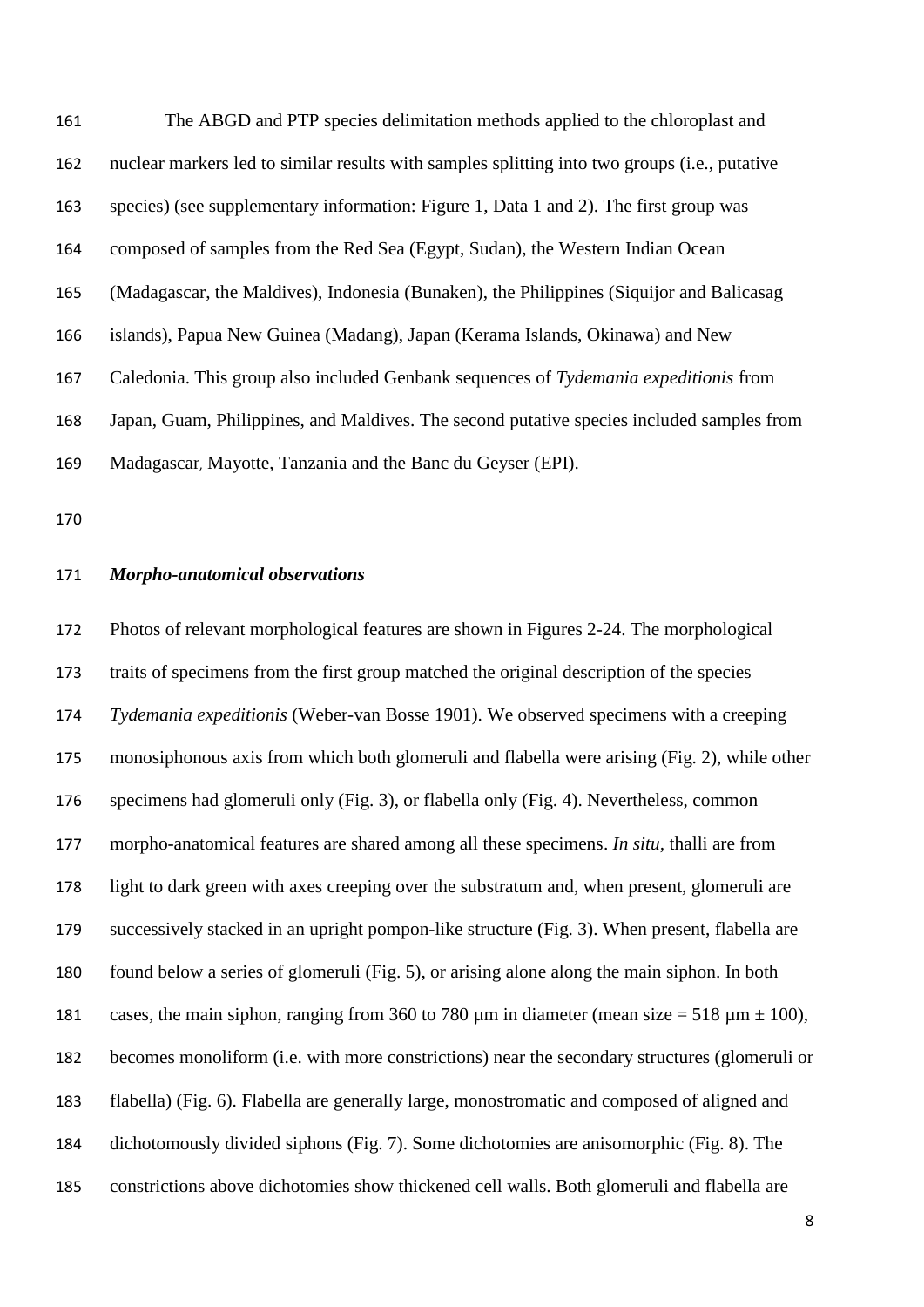The ABGD and PTP species delimitation methods applied to the chloroplast and nuclear markers led to similar results with samples splitting into two groups (i.e., putative species) (see supplementary information: Figure 1, Data 1 and 2). The first group was composed of samples from the Red Sea (Egypt, Sudan), the Western Indian Ocean (Madagascar, the Maldives), Indonesia (Bunaken), the Philippines (Siquijor and Balicasag islands), Papua New Guinea (Madang), Japan (Kerama Islands, Okinawa) and New Caledonia. This group also included Genbank sequences of *Tydemania expeditionis* from Japan, Guam, Philippines, and Maldives. The second putative species included samples from Madagascar, Mayotte, Tanzania and the Banc du Geyser (EPI).

### *Morpho-anatomical observations*

Photos of relevant morphological features are shown in Figures 2-24. The morphological traits of specimens from the first group matched the original description of the species *Tydemania expeditionis* (Weber-van Bosse 1901). We observed specimens with a creeping monosiphonous axis from which both glomeruli and flabella were arising (Fig. 2), while other specimens had glomeruli only (Fig. 3), or flabella only (Fig. 4). Nevertheless, common morpho-anatomical features are shared among all these specimens. *In situ*, thalli are from light to dark green with axes creeping over the substratum and, when present, glomeruli are successively stacked in an upright pompon-like structure (Fig. 3). When present, flabella are found below a series of glomeruli (Fig. 5), or arising alone along the main siphon. In both cases, the main siphon, ranging from 360 to 780 µm in diameter (mean size = 518 µm ± 100), becomes monoliform (i.e. with more constrictions) near the secondary structures (glomeruli or flabella) (Fig. 6). Flabella are generally large, monostromatic and composed of aligned and dichotomously divided siphons (Fig. 7). Some dichotomies are anisomorphic (Fig. 8). The constrictions above dichotomies show thickened cell walls. Both glomeruli and flabella are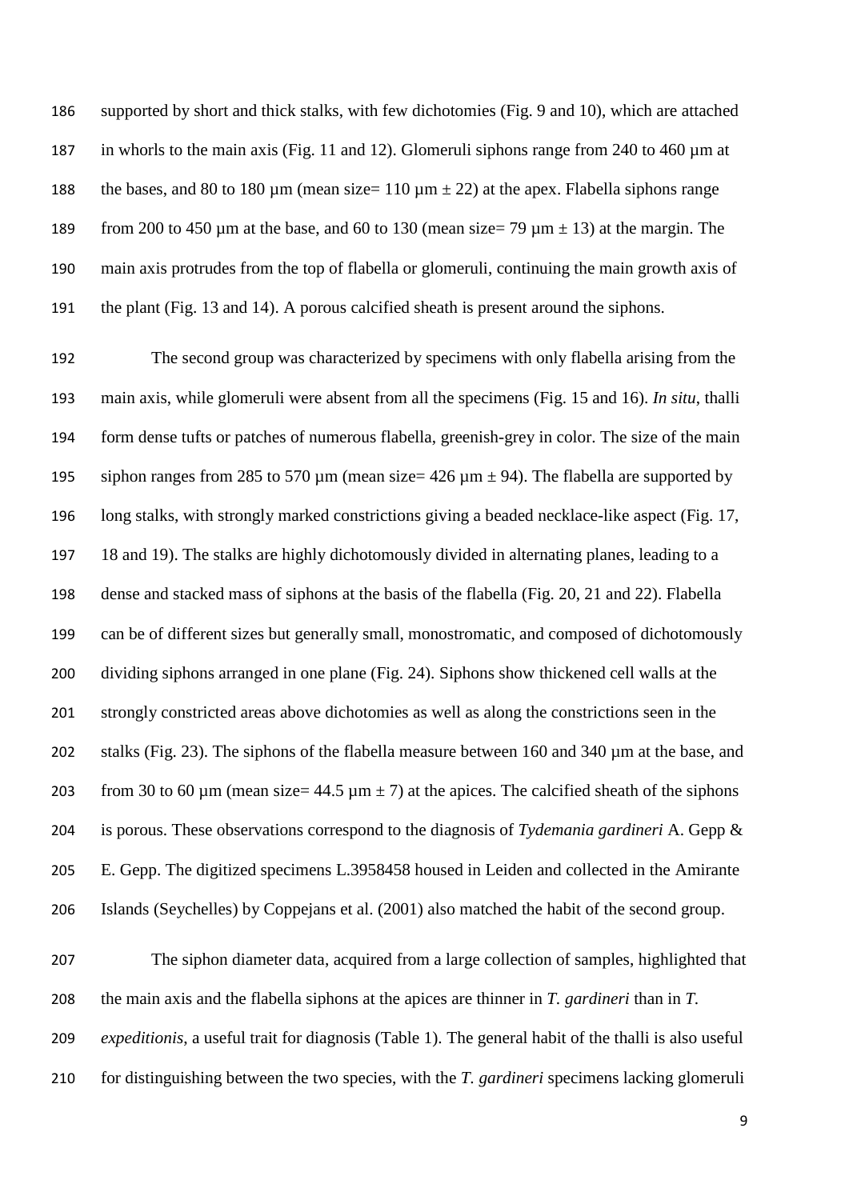supported by short and thick stalks, with few dichotomies (Fig. 9 and 10), which are attached in whorls to the main axis (Fig. 11 and 12). Glomeruli siphons range from 240 to 460 µm at the bases, and 80 to 180 µm (mean size= 110 µm ± 22) at the apex. Flabella siphons range from 200 to 450 µm at the base, and 60 to 130 (mean size= 79 µm ± 13) at the margin. The main axis protrudes from the top of flabella or glomeruli, continuing the main growth axis of the plant (Fig. 13 and 14). A porous calcified sheath is present around the siphons.

The second group was characterized by specimens with only flabella arising from the main axis, while glomeruli were absent from all the specimens (Fig. 15 and 16). *In situ*, thalli form dense tufts or patches of numerous flabella, greenish-grey in color. The size of the main siphon ranges from 285 to 570 µm (mean size= 426 µm ± 94). The flabella are supported by long stalks, with strongly marked constrictions giving a beaded necklace-like aspect (Fig. 17, 18 and 19). The stalks are highly dichotomously divided in alternating planes, leading to a dense and stacked mass of siphons at the basis of the flabella (Fig. 20, 21 and 22). Flabella can be of different sizes but generally small, monostromatic, and composed of dichotomously dividing siphons arranged in one plane (Fig. 24). Siphons show thickened cell walls at the strongly constricted areas above dichotomies as well as along the constrictions seen in the stalks (Fig. 23). The siphons of the flabella measure between 160 and 340 µm at the base, and from 30 to 60 µm (mean size= 44.5 µm ± 7) at the apices. The calcified sheath of the siphons is porous. These observations correspond to the diagnosis of *Tydemania gardineri* A. Gepp & E. Gepp. The digitized specimens L.3958458 housed in Leiden and collected in the Amirante Islands (Seychelles) by Coppejans et al. (2001) also matched the habit of the second group.

The siphon diameter data, acquired from a large collection of samples, highlighted that the main axis and the flabella siphons at the apices are thinner in *T. gardineri* than in *T. expeditionis*, a useful trait for diagnosis (Table 1). The general habit of the thalli is also useful for distinguishing between the two species, with the *T. gardineri* specimens lacking glomeruli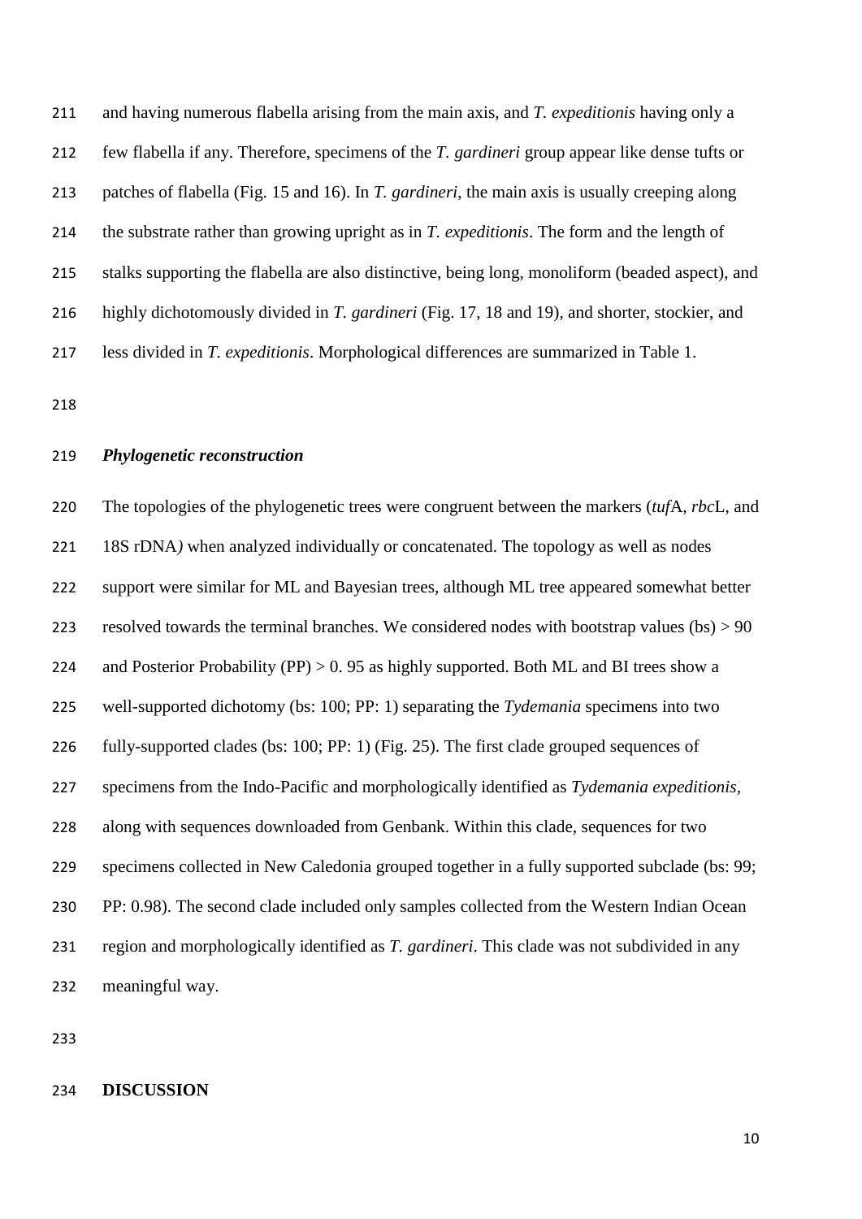and having numerous flabella arising from the main axis, and *T. expeditionis* having only a few flabella if any. Therefore, specimens of the *T. gardineri* group appear like dense tufts or patches of flabella (Fig. 15 and 16). In *T. gardineri*, the main axis is usually creeping along the substrate rather than growing upright as in *T. expeditionis*. The form and the length of stalks supporting the flabella are also distinctive, being long, monoliform (beaded aspect), and highly dichotomously divided in *T. gardineri* (Fig. 17, 18 and 19), and shorter, stockier, and less divided in *T. expeditionis*. Morphological differences are summarized in Table 1.

### *Phylogenetic reconstruction*

The topologies of the phylogenetic trees were congruent between the markers (*tuf*A, *rbc*L, and 18S rDNA*)* when analyzed individually or concatenated. The topology as well as nodes support were similar for ML and Bayesian trees, although ML tree appeared somewhat better resolved towards the terminal branches. We considered nodes with bootstrap values (bs) > 90 and Posterior Probability (PP) > 0. 95 as highly supported. Both ML and BI trees show a well-supported dichotomy (bs: 100; PP: 1) separating the *Tydemania* specimens into two fully-supported clades (bs: 100; PP: 1) (Fig. 25). The first clade grouped sequences of specimens from the Indo-Pacific and morphologically identified as *Tydemania expeditionis,* along with sequences downloaded from Genbank. Within this clade, sequences for two specimens collected in New Caledonia grouped together in a fully supported subclade (bs: 99; PP: 0.98). The second clade included only samples collected from the Western Indian Ocean region and morphologically identified as *T. gardineri*. This clade was not subdivided in any meaningful way.

## DISCUSSION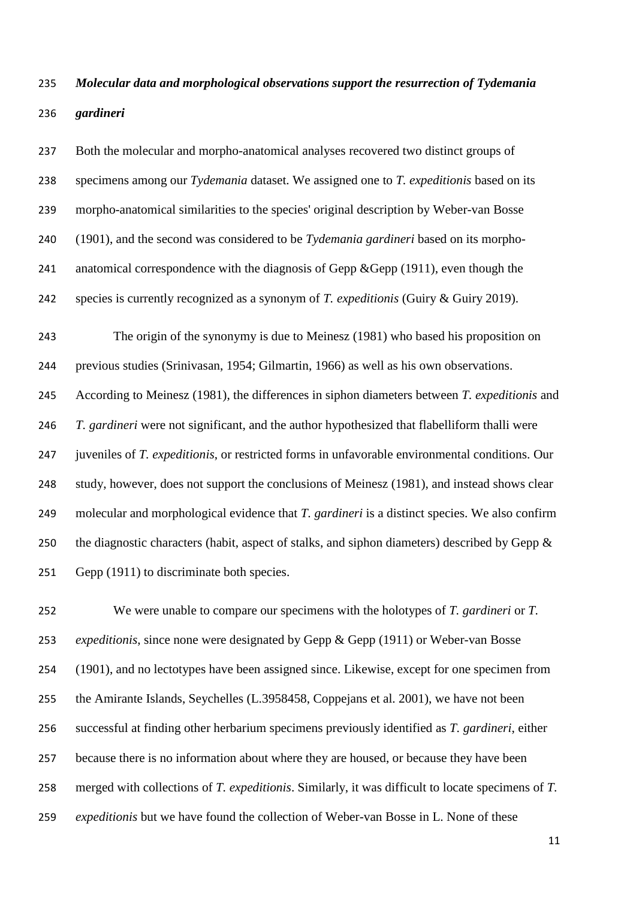***Molecular data and morphological observations support the resurrection of Tydemania gardineri***

Both the molecular and morpho-anatomical analyses recovered two distinct groups of specimens among our *Tydemania* dataset. We assigned one to *T. expeditionis* based on its morpho-anatomical similarities to the species' original description by Weber-van Bosse (1901), and the second was considered to be *Tydemania gardineri* based on its morpho-anatomical correspondence with the diagnosis of Gepp &Gepp (1911), even though the species is currently recognized as a synonym of *T. expeditionis* (Guiry & Guiry 2019).

The origin of the synonymy is due to Meinesz (1981) who based his proposition on previous studies (Srinivasan, 1954; Gilmartin, 1966) as well as his own observations. According to Meinesz (1981), the differences in siphon diameters between *T. expeditionis* and *T. gardineri* were not significant, and the author hypothesized that flabelliform thalli were juveniles of *T. expeditionis*, or restricted forms in unfavorable environmental conditions. Our study, however, does not support the conclusions of Meinesz (1981), and instead shows clear molecular and morphological evidence that *T. gardineri* is a distinct species. We also confirm the diagnostic characters (habit, aspect of stalks, and siphon diameters) described by Gepp & Gepp (1911) to discriminate both species.

We were unable to compare our specimens with the holotypes of *T. gardineri* or *T. expeditionis*, since none were designated by Gepp & Gepp (1911) or Weber-van Bosse (1901), and no lectotypes have been assigned since. Likewise, except for one specimen from the Amirante Islands, Seychelles (L.3958458, Coppejans et al. 2001), we have not been successful at finding other herbarium specimens previously identified as *T. gardineri*, either because there is no information about where they are housed, or because they have been merged with collections of *T. expeditionis*. Similarly, it was difficult to locate specimens of *T. expeditionis* but we have found the collection of Weber-van Bosse in L. None of these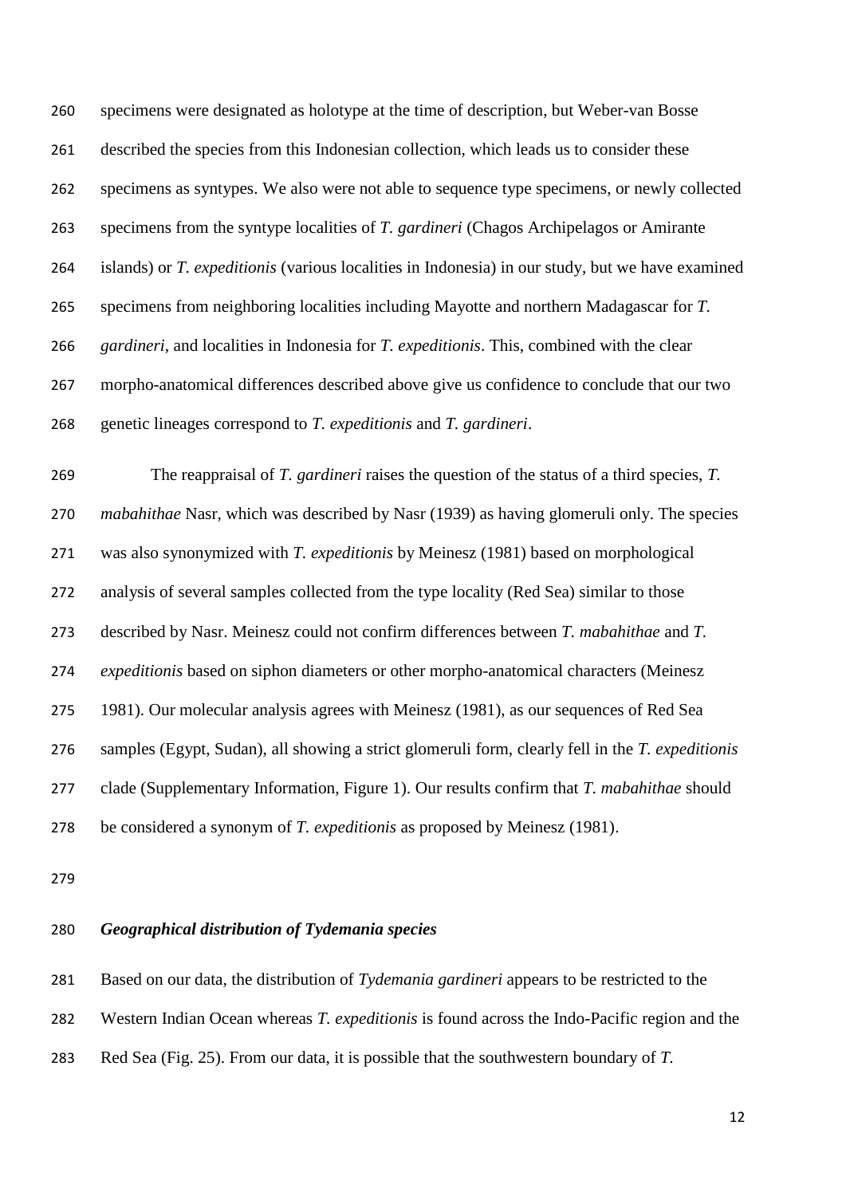specimens were designated as holotype at the time of description, but Weber-van Bosse described the species from this Indonesian collection, which leads us to consider these specimens as syntypes. We also were not able to sequence type specimens, or newly collected specimens from the syntype localities of *T. gardineri* (Chagos Archipelagos or Amirante islands) or *T. expeditionis* (various localities in Indonesia) in our study, but we have examined specimens from neighboring localities including Mayotte and northern Madagascar for *T. gardineri*, and localities in Indonesia for *T. expeditionis*. This, combined with the clear morpho-anatomical differences described above give us confidence to conclude that our two genetic lineages correspond to *T. expeditionis* and *T. gardineri*.

The reappraisal of *T. gardineri* raises the question of the status of a third species, *T. mabahithae* Nasr, which was described by Nasr (1939) as having glomeruli only. The species was also synonymized with *T. expeditionis* by Meinesz (1981) based on morphological analysis of several samples collected from the type locality (Red Sea) similar to those described by Nasr. Meinesz could not confirm differences between *T. mabahithae* and *T. expeditionis* based on siphon diameters or other morpho-anatomical characters (Meinesz 1981). Our molecular analysis agrees with Meinesz (1981), as our sequences of Red Sea samples (Egypt, Sudan), all showing a strict glomeruli form, clearly fell in the *T. expeditionis* clade (Supplementary Information, Figure 1). Our results confirm that *T. mabahithae* should be considered a synonym of *T. expeditionis* as proposed by Meinesz (1981).

### *Geographical distribution of Tydemania species*

Based on our data, the distribution of *Tydemania gardineri* appears to be restricted to the Western Indian Ocean whereas *T. expeditionis* is found across the Indo-Pacific region and the Red Sea (Fig. 25). From our data, it is possible that the southwestern boundary of *T.*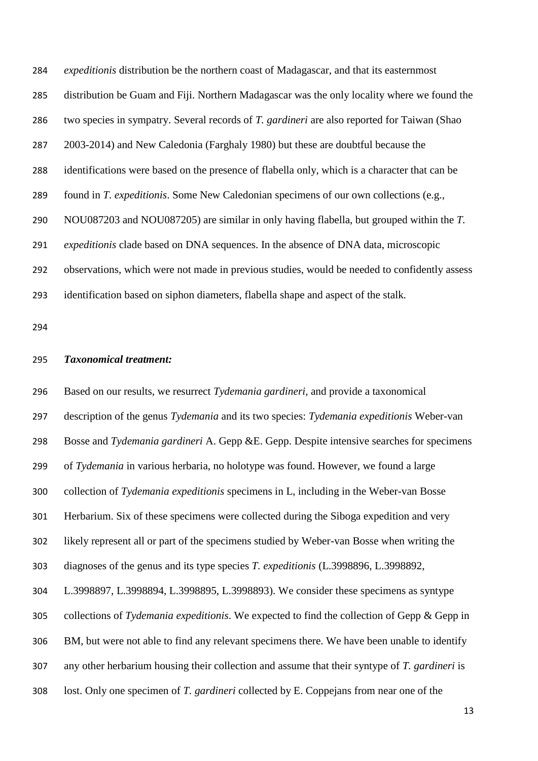*expeditionis* distribution be the northern coast of Madagascar, and that its easternmost distribution be Guam and Fiji. Northern Madagascar was the only locality where we found the two species in sympatry. Several records of *T. gardineri* are also reported for Taiwan (Shao 2003-2014) and New Caledonia (Farghaly 1980) but these are doubtful because the identifications were based on the presence of flabella only, which is a character that can be found in *T. expeditionis*. Some New Caledonian specimens of our own collections (e.g., NOU087203 and NOU087205) are similar in only having flabella, but grouped within the *T. expeditionis* clade based on DNA sequences. In the absence of DNA data, microscopic observations, which were not made in previous studies, would be needed to confidently assess identification based on siphon diameters, flabella shape and aspect of the stalk.

### *Taxonomical treatment:*

Based on our results, we resurrect *Tydemania gardineri*, and provide a taxonomical description of the genus *Tydemania* and its two species: *Tydemania expeditionis* Weber-van Bosse and *Tydemania gardineri* A. Gepp &E. Gepp. Despite intensive searches for specimens of *Tydemania* in various herbaria, no holotype was found. However, we found a large collection of *Tydemania expeditionis* specimens in L, including in the Weber-van Bosse Herbarium. Six of these specimens were collected during the Siboga expedition and very likely represent all or part of the specimens studied by Weber-van Bosse when writing the diagnoses of the genus and its type species *T. expeditionis* (L.3998896, L.3998892, L.3998897, L.3998894, L.3998895, L.3998893). We consider these specimens as syntype collections of *Tydemania expeditionis*. We expected to find the collection of Gepp & Gepp in BM, but were not able to find any relevant specimens there. We have been unable to identify any other herbarium housing their collection and assume that their syntype of *T. gardineri* is lost. Only one specimen of *T. gardineri* collected by E. Coppejans from near one of the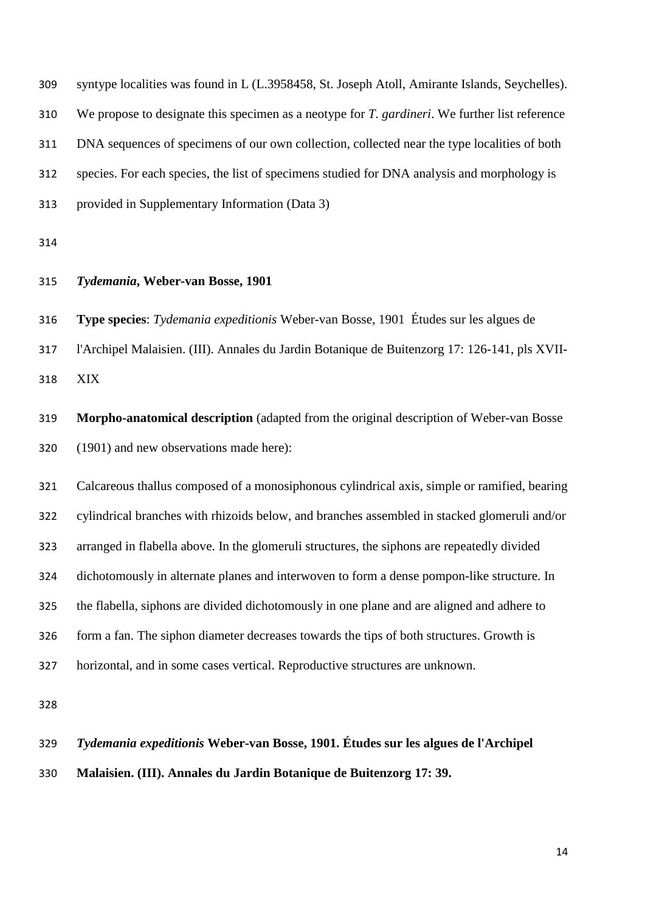syntype localities was found in L (L.3958458, St. Joseph Atoll, Amirante Islands, Seychelles). We propose to designate this specimen as a neotype for *T. gardineri*. We further list reference DNA sequences of specimens of our own collection, collected near the type localities of both species. For each species, the list of specimens studied for DNA analysis and morphology is provided in Supplementary Information (Data 3)

## *Tydemania*, Weber-van Bosse, 1901

**Type species**: *Tydemania expeditionis* Weber-van Bosse, 1901 Études sur les algues de l'Archipel Malaisien. (III). Annales du Jardin Botanique de Buitenzorg 17: 126-141, pls XVII-XIX

**Morpho-anatomical description** (adapted from the original description of Weber-van Bosse (1901) and new observations made here):

Calcareous thallus composed of a monosiphonous cylindrical axis, simple or ramified, bearing cylindrical branches with rhizoids below, and branches assembled in stacked glomeruli and/or arranged in flabella above. In the glomeruli structures, the siphons are repeatedly divided dichotomously in alternate planes and interwoven to form a dense pompon-like structure. In the flabella, siphons are divided dichotomously in one plane and are aligned and adhere to form a fan. The siphon diameter decreases towards the tips of both structures. Growth is horizontal, and in some cases vertical. Reproductive structures are unknown.

### *Tydemania expeditionis* Weber-van Bosse, 1901. Études sur les algues de l'Archipel Malaisien. (III). Annales du Jardin Botanique de Buitenzorg 17: 39.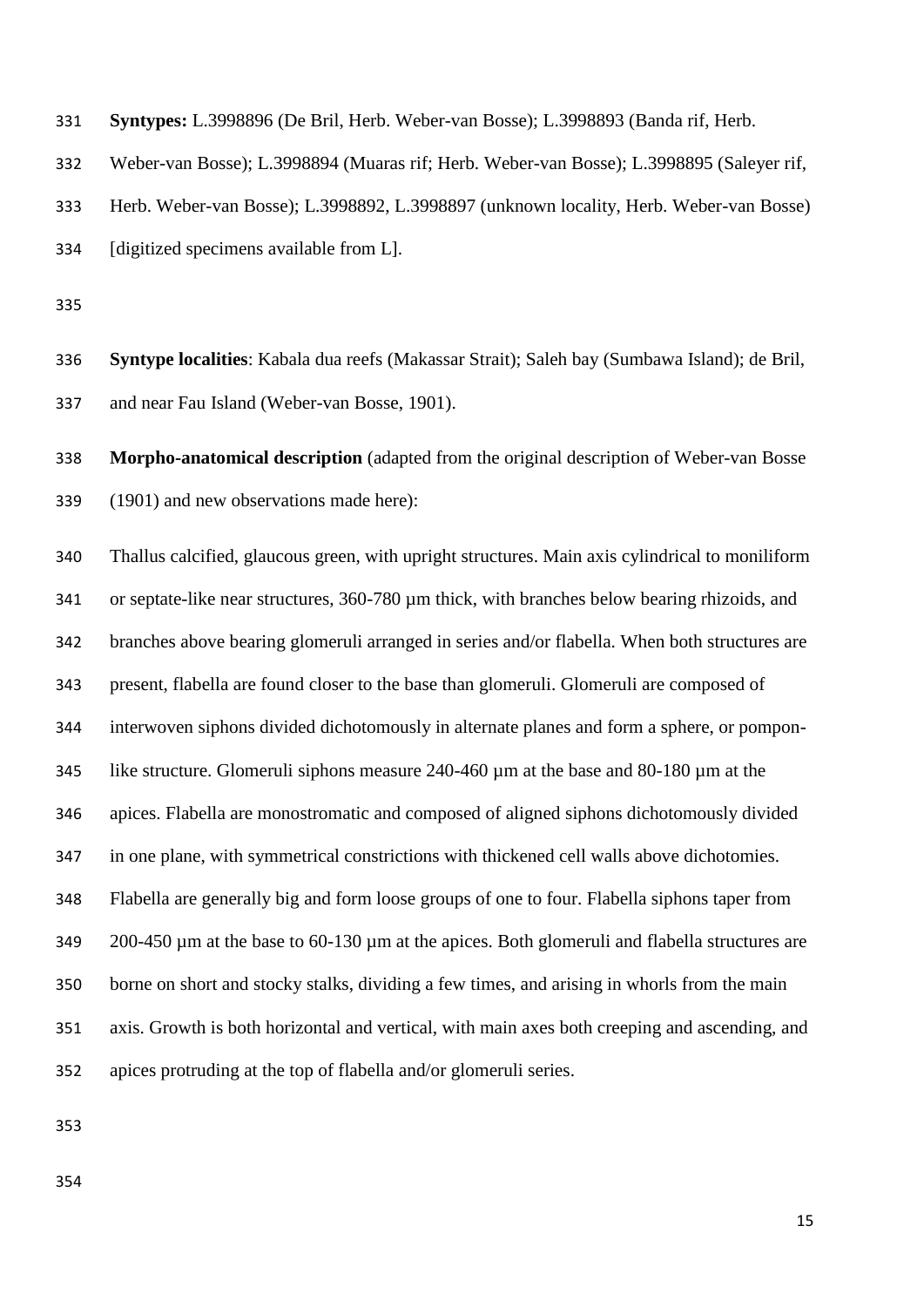**Syntypes:** L.3998896 (De Bril, Herb. Weber-van Bosse); L.3998893 (Banda rif, Herb. Weber-van Bosse); L.3998894 (Muaras rif; Herb. Weber-van Bosse); L.3998895 (Saleyer rif, Herb. Weber-van Bosse); L.3998892, L.3998897 (unknown locality, Herb. Weber-van Bosse) [digitized specimens available from L].

**Syntype localities**: Kabala dua reefs (Makassar Strait); Saleh bay (Sumbawa Island); de Bril, and near Fau Island (Weber-van Bosse, 1901).

**Morpho-anatomical description** (adapted from the original description of Weber-van Bosse (1901) and new observations made here):

Thallus calcified, glaucous green, with upright structures. Main axis cylindrical to moniliform or septate-like near structures, 360-780 µm thick, with branches below bearing rhizoids, and branches above bearing glomeruli arranged in series and/or flabella. When both structures are present, flabella are found closer to the base than glomeruli. Glomeruli are composed of interwoven siphons divided dichotomously in alternate planes and form a sphere, or pompon-like structure. Glomeruli siphons measure 240-460 µm at the base and 80-180 µm at the apices. Flabella are monostromatic and composed of aligned siphons dichotomously divided in one plane, with symmetrical constrictions with thickened cell walls above dichotomies. Flabella are generally big and form loose groups of one to four. Flabella siphons taper from 200-450 µm at the base to 60-130 µm at the apices. Both glomeruli and flabella structures are borne on short and stocky stalks, dividing a few times, and arising in whorls from the main axis. Growth is both horizontal and vertical, with main axes both creeping and ascending, and apices protruding at the top of flabella and/or glomeruli series.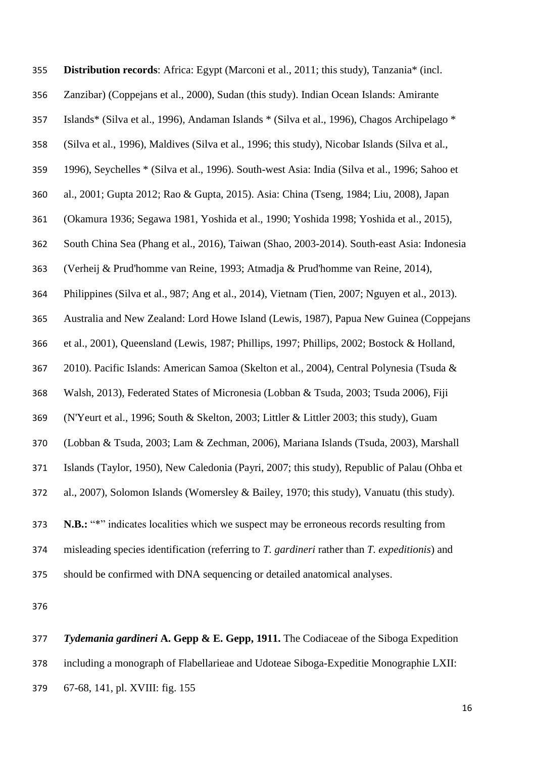**Distribution records**: Africa: Egypt (Marconi et al., 2011; this study), Tanzania* (incl. Zanzibar) (Coppejans et al., 2000), Sudan (this study). Indian Ocean Islands: Amirante Islands* (Silva et al., 1996), Andaman Islands * (Silva et al., 1996), Chagos Archipelago * (Silva et al., 1996), Maldives (Silva et al., 1996; this study), Nicobar Islands (Silva et al., 1996), Seychelles * (Silva et al., 1996). South-west Asia: India (Silva et al., 1996; Sahoo et al., 2001; Gupta 2012; Rao & Gupta, 2015). Asia: China (Tseng, 1984; Liu, 2008), Japan (Okamura 1936; Segawa 1981, Yoshida et al., 1990; Yoshida 1998; Yoshida et al., 2015), South China Sea (Phang et al., 2016), Taiwan (Shao, 2003-2014). South-east Asia: Indonesia (Verheij & Prud'homme van Reine, 1993; Atmadja & Prud'homme van Reine, 2014), Philippines (Silva et al., 987; Ang et al., 2014), Vietnam (Tien, 2007; Nguyen et al., 2013). Australia and New Zealand: Lord Howe Island (Lewis, 1987), Papua New Guinea (Coppejans et al., 2001), Queensland (Lewis, 1987; Phillips, 1997; Phillips, 2002; Bostock & Holland, 2010). Pacific Islands: American Samoa (Skelton et al., 2004), Central Polynesia (Tsuda & Walsh, 2013), Federated States of Micronesia (Lobban & Tsuda, 2003; Tsuda 2006), Fiji (N'Yeurt et al., 1996; South & Skelton, 2003; Littler & Littler 2003; this study), Guam (Lobban & Tsuda, 2003; Lam & Zechman, 2006), Mariana Islands (Tsuda, 2003), Marshall Islands (Taylor, 1950), New Caledonia (Payri, 2007; this study), Republic of Palau (Ohba et al., 2007), Solomon Islands (Womersley & Bailey, 1970; this study), Vanuatu (this study).

**N.B.:** "*" indicates localities which we suspect may be erroneous records resulting from misleading species identification (referring to *T. gardineri* rather than *T. expeditionis*) and should be confirmed with DNA sequencing or detailed anatomical analyses.

***Tydemania gardineri* A. Gepp & E. Gepp, 1911.** The Codiaceae of the Siboga Expedition including a monograph of Flabellarieae and Udoteae Siboga-Expeditie Monographie LXII: 67-68, 141, pl. XVIII: fig. 155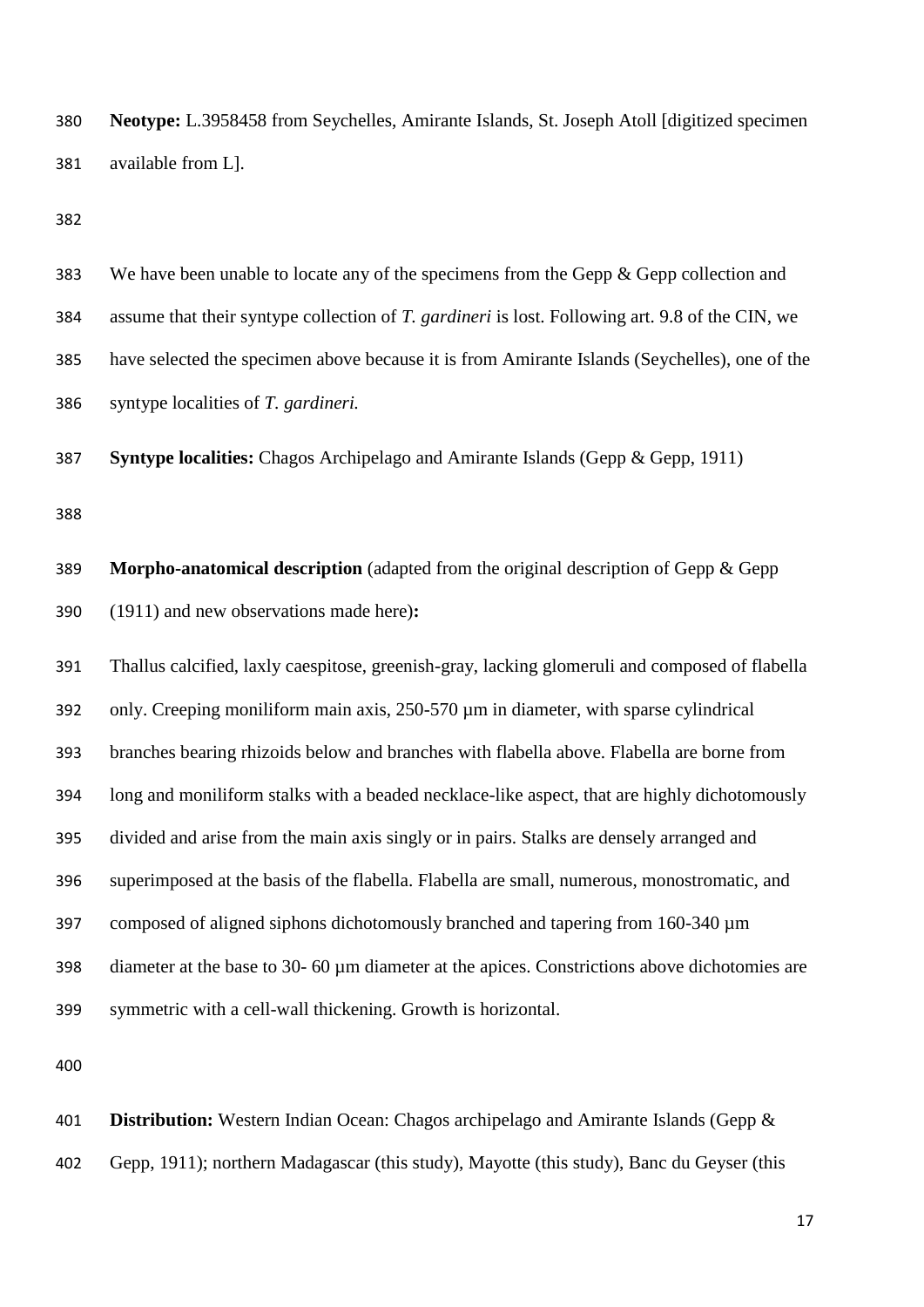**Neotype:** L.3958458 from Seychelles, Amirante Islands, St. Joseph Atoll [digitized specimen available from L].

We have been unable to locate any of the specimens from the Gepp & Gepp collection and assume that their syntype collection of *T. gardineri* is lost. Following art. 9.8 of the CIN, we have selected the specimen above because it is from Amirante Islands (Seychelles), one of the syntype localities of *T. gardineri.*

**Syntype localities:** Chagos Archipelago and Amirante Islands (Gepp & Gepp, 1911)

**Morpho-anatomical description** (adapted from the original description of Gepp & Gepp (1911) and new observations made here)**:**

Thallus calcified, laxly caespitose, greenish-gray, lacking glomeruli and composed of flabella only. Creeping moniliform main axis, 250-570 µm in diameter, with sparse cylindrical branches bearing rhizoids below and branches with flabella above. Flabella are borne from long and moniliform stalks with a beaded necklace-like aspect, that are highly dichotomously divided and arise from the main axis singly or in pairs. Stalks are densely arranged and superimposed at the basis of the flabella. Flabella are small, numerous, monostromatic, and composed of aligned siphons dichotomously branched and tapering from 160-340 µm diameter at the base to 30- 60 µm diameter at the apices. Constrictions above dichotomies are symmetric with a cell-wall thickening. Growth is horizontal.

**Distribution:** Western Indian Ocean: Chagos archipelago and Amirante Islands (Gepp & Gepp, 1911); northern Madagascar (this study), Mayotte (this study), Banc du Geyser (this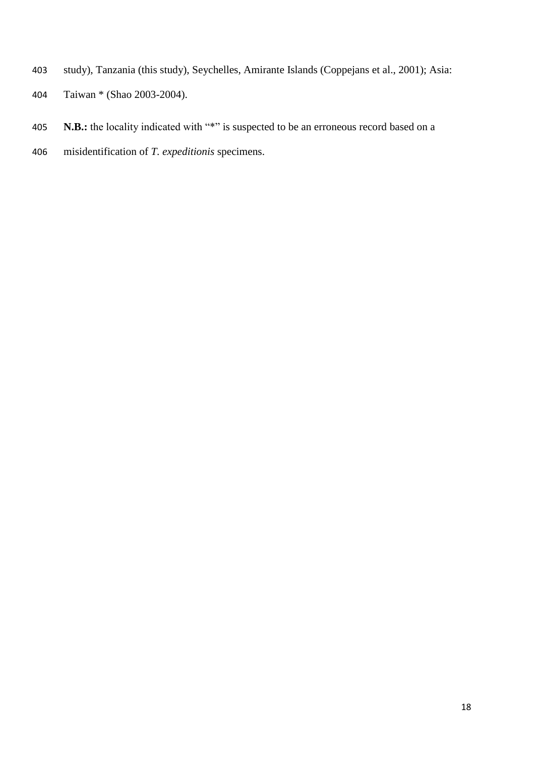study), Tanzania (this study), Seychelles, Amirante Islands (Coppejans et al., 2001); Asia: Taiwan * (Shao 2003-2004).

**N.B.:** the locality indicated with "*" is suspected to be an erroneous record based on a misidentification of *T. expeditionis* specimens.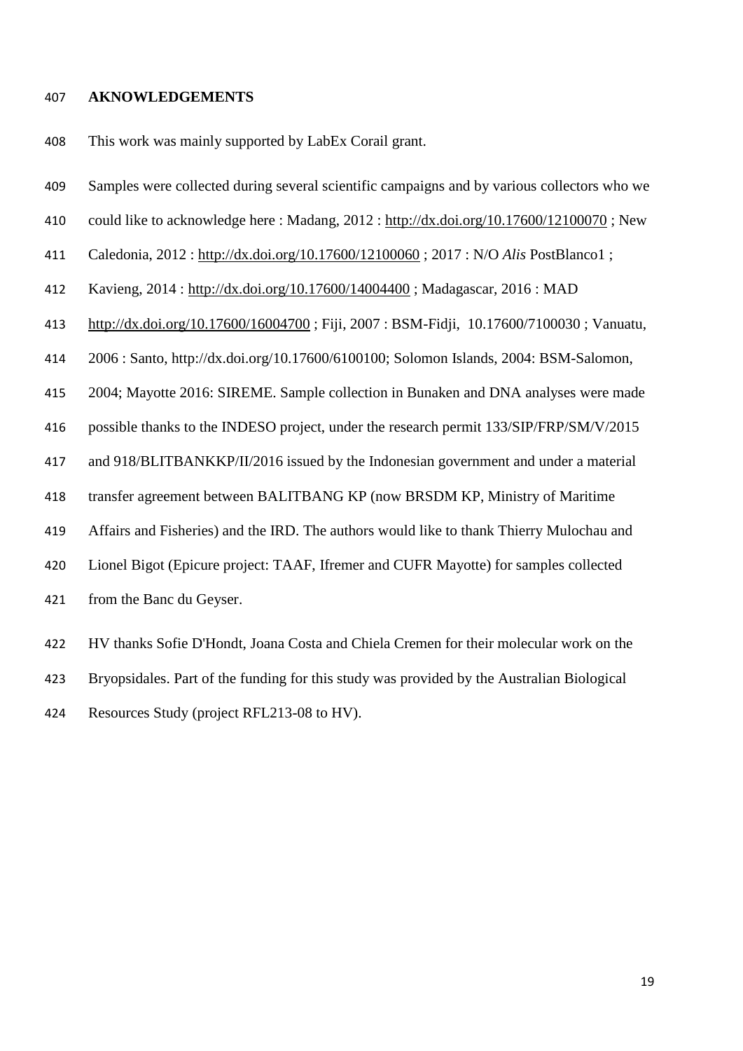## AKNOWLEDGEMENTS

This work was mainly supported by LabEx Corail grant.

Samples were collected during several scientific campaigns and by various collectors who we could like to acknowledge here : Madang, 2012 : http://dx.doi.org/10.17600/12100070 ; New Caledonia, 2012 : http://dx.doi.org/10.17600/12100060 ; 2017 : N/O *Alis* PostBlanco1 ; Kavieng, 2014 : http://dx.doi.org/10.17600/14004400 ; Madagascar, 2016 : MAD http://dx.doi.org/10.17600/16004700 ; Fiji, 2007 : BSM-Fidji, 10.17600/7100030 ; Vanuatu, 2006 : Santo, http://dx.doi.org/10.17600/6100100; Solomon Islands, 2004: BSM-Salomon, 2004; Mayotte 2016: SIREME. Sample collection in Bunaken and DNA analyses were made possible thanks to the INDESO project, under the research permit 133/SIP/FRP/SM/V/2015 and 918/BLITBANKKP/II/2016 issued by the Indonesian government and under a material transfer agreement between BALITBANG KP (now BRSDM KP, Ministry of Maritime Affairs and Fisheries) and the IRD. The authors would like to thank Thierry Mulochau and Lionel Bigot (Epicure project: TAAF, Ifremer and CUFR Mayotte) for samples collected from the Banc du Geyser.

HV thanks Sofie D'Hondt, Joana Costa and Chiela Cremen for their molecular work on the Bryopsidales. Part of the funding for this study was provided by the Australian Biological Resources Study (project RFL213-08 to HV).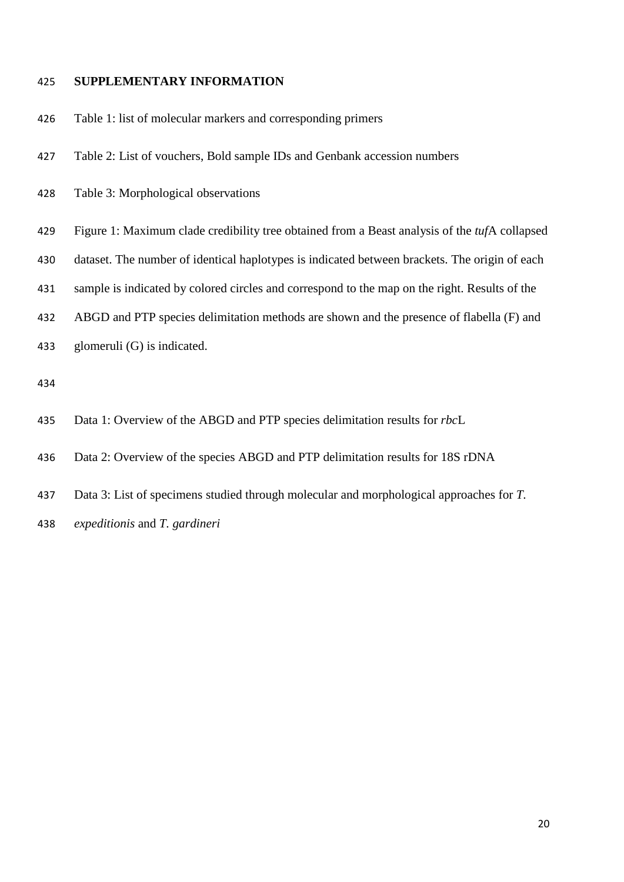# SUPPLEMENTARY INFORMATION

Table 1: list of molecular markers and corresponding primers

Table 2: List of vouchers, Bold sample IDs and Genbank accession numbers

Table 3: Morphological observations

Figure 1: Maximum clade credibility tree obtained from a Beast analysis of the *tuf*A collapsed dataset. The number of identical haplotypes is indicated between brackets. The origin of each sample is indicated by colored circles and correspond to the map on the right. Results of the ABGD and PTP species delimitation methods are shown and the presence of flabella (F) and glomeruli (G) is indicated.

Data 1: Overview of the ABGD and PTP species delimitation results for *rbc*L

Data 2: Overview of the species ABGD and PTP delimitation results for 18S rDNA

Data 3: List of specimens studied through molecular and morphological approaches for *T. expeditionis* and *T. gardineri*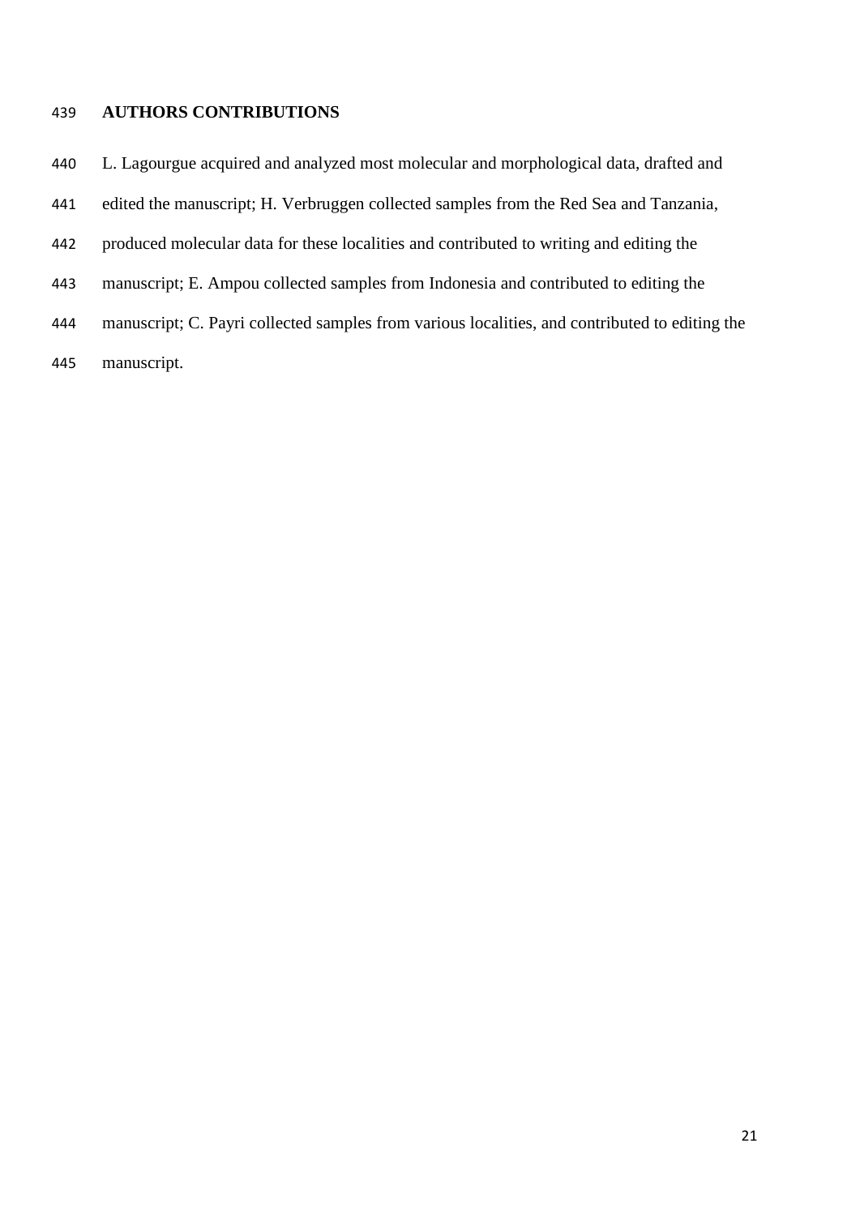## AUTHORS CONTRIBUTIONS

L. Lagourgue acquired and analyzed most molecular and morphological data, drafted and edited the manuscript; H. Verbruggen collected samples from the Red Sea and Tanzania, produced molecular data for these localities and contributed to writing and editing the manuscript; E. Ampou collected samples from Indonesia and contributed to editing the manuscript; C. Payri collected samples from various localities, and contributed to editing the manuscript.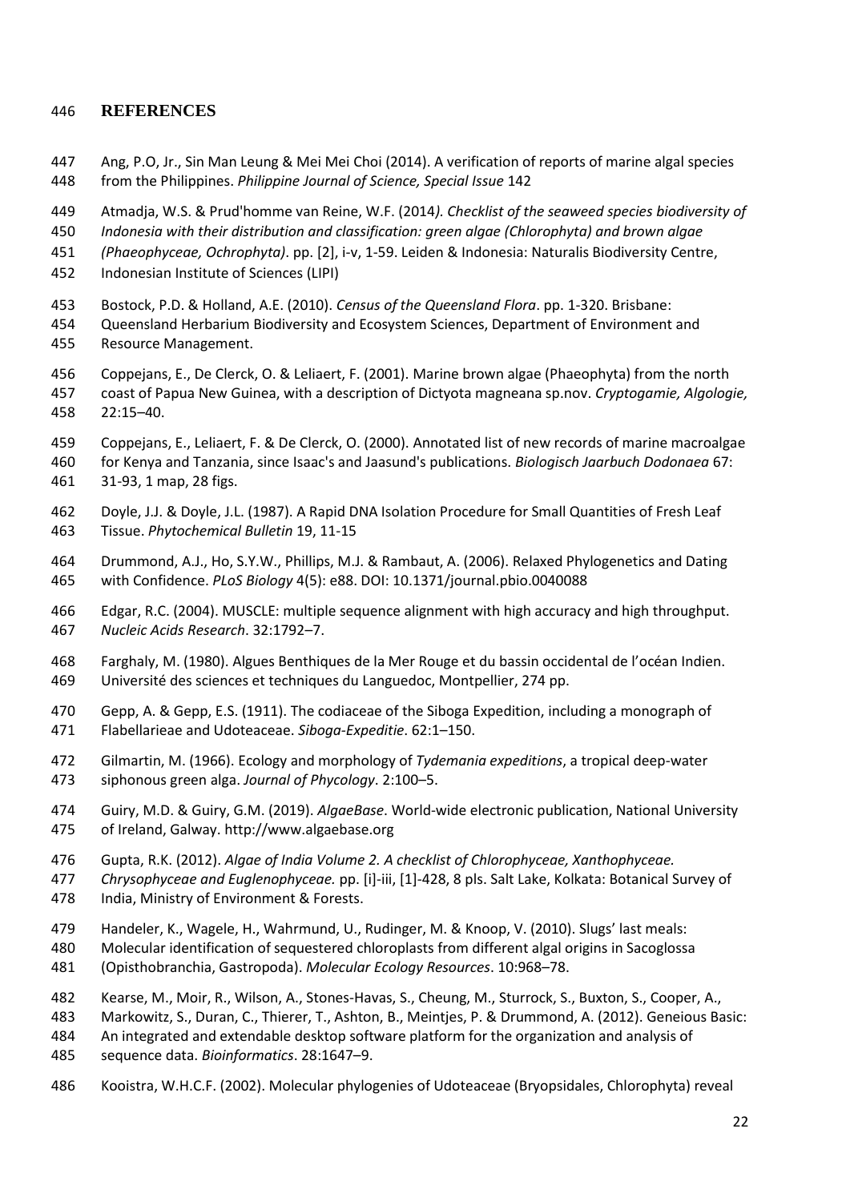## REFERENCES

Ang, P.O, Jr., Sin Man Leung & Mei Mei Choi (2014). A verification of reports of marine algal species from the Philippines. *Philippine Journal of Science, Special Issue* 142

Atmadja, W.S. & Prud'homme van Reine, W.F. (2014*). Checklist of the seaweed species biodiversity of Indonesia with their distribution and classification: green algae (Chlorophyta) and brown algae (Phaeophyceae, Ochrophyta)*. pp. [2], i-v, 1-59. Leiden & Indonesia: Naturalis Biodiversity Centre, Indonesian Institute of Sciences (LIPI)

Bostock, P.D. & Holland, A.E. (2010). *Census of the Queensland Flora*. pp. 1-320. Brisbane: Queensland Herbarium Biodiversity and Ecosystem Sciences, Department of Environment and Resource Management.

Coppejans, E., De Clerck, O. & Leliaert, F. (2001). Marine brown algae (Phaeophyta) from the north coast of Papua New Guinea, with a description of Dictyota magneana sp.nov. *Cryptogamie, Algologie,* 22:15–40.

Coppejans, E., Leliaert, F. & De Clerck, O. (2000). Annotated list of new records of marine macroalgae for Kenya and Tanzania, since Isaac's and Jaasund's publications. *Biologisch Jaarbuch Dodonaea* 67: 31-93, 1 map, 28 figs.

Doyle, J.J. & Doyle, J.L. (1987). A Rapid DNA Isolation Procedure for Small Quantities of Fresh Leaf Tissue. *Phytochemical Bulletin* 19, 11-15

Drummond, A.J., Ho, S.Y.W., Phillips, M.J. & Rambaut, A. (2006). Relaxed Phylogenetics and Dating with Confidence. *PLoS Biology* 4(5): e88. DOI: 10.1371/journal.pbio.0040088

Edgar, R.C. (2004). MUSCLE: multiple sequence alignment with high accuracy and high throughput. *Nucleic Acids Research*. 32:1792–7.

Farghaly, M. (1980). Algues Benthiques de la Mer Rouge et du bassin occidental de l'océan Indien. Université des sciences et techniques du Languedoc, Montpellier, 274 pp.

Gepp, A. & Gepp, E.S. (1911). The codiaceae of the Siboga Expedition, including a monograph of Flabellarieae and Udoteaceae. *Siboga-Expeditie*. 62:1–150.

Gilmartin, M. (1966). Ecology and morphology of *Tydemania expeditions*, a tropical deep-water siphonous green alga. *Journal of Phycology*. 2:100–5.

Guiry, M.D. & Guiry, G.M. (2019). *AlgaeBase*. World-wide electronic publication, National University of Ireland, Galway. http://www.algaebase.org

Gupta, R.K. (2012). *Algae of India Volume 2. A checklist of Chlorophyceae, Xanthophyceae. Chrysophyceae and Euglenophyceae.* pp. [i]-iii, [1]-428, 8 pls. Salt Lake, Kolkata: Botanical Survey of India, Ministry of Environment & Forests.

Handeler, K., Wagele, H., Wahrmund, U., Rudinger, M. & Knoop, V. (2010). Slugs' last meals: Molecular identification of sequestered chloroplasts from different algal origins in Sacoglossa (Opisthobranchia, Gastropoda). *Molecular Ecology Resources*. 10:968–78.

Kearse, M., Moir, R., Wilson, A., Stones-Havas, S., Cheung, M., Sturrock, S., Buxton, S., Cooper, A., Markowitz, S., Duran, C., Thierer, T., Ashton, B., Meintjes, P. & Drummond, A. (2012). Geneious Basic: An integrated and extendable desktop software platform for the organization and analysis of sequence data. *Bioinformatics*. 28:1647–9.

Kooistra, W.H.C.F. (2002). Molecular phylogenies of Udoteaceae (Bryopsidales, Chlorophyta) reveal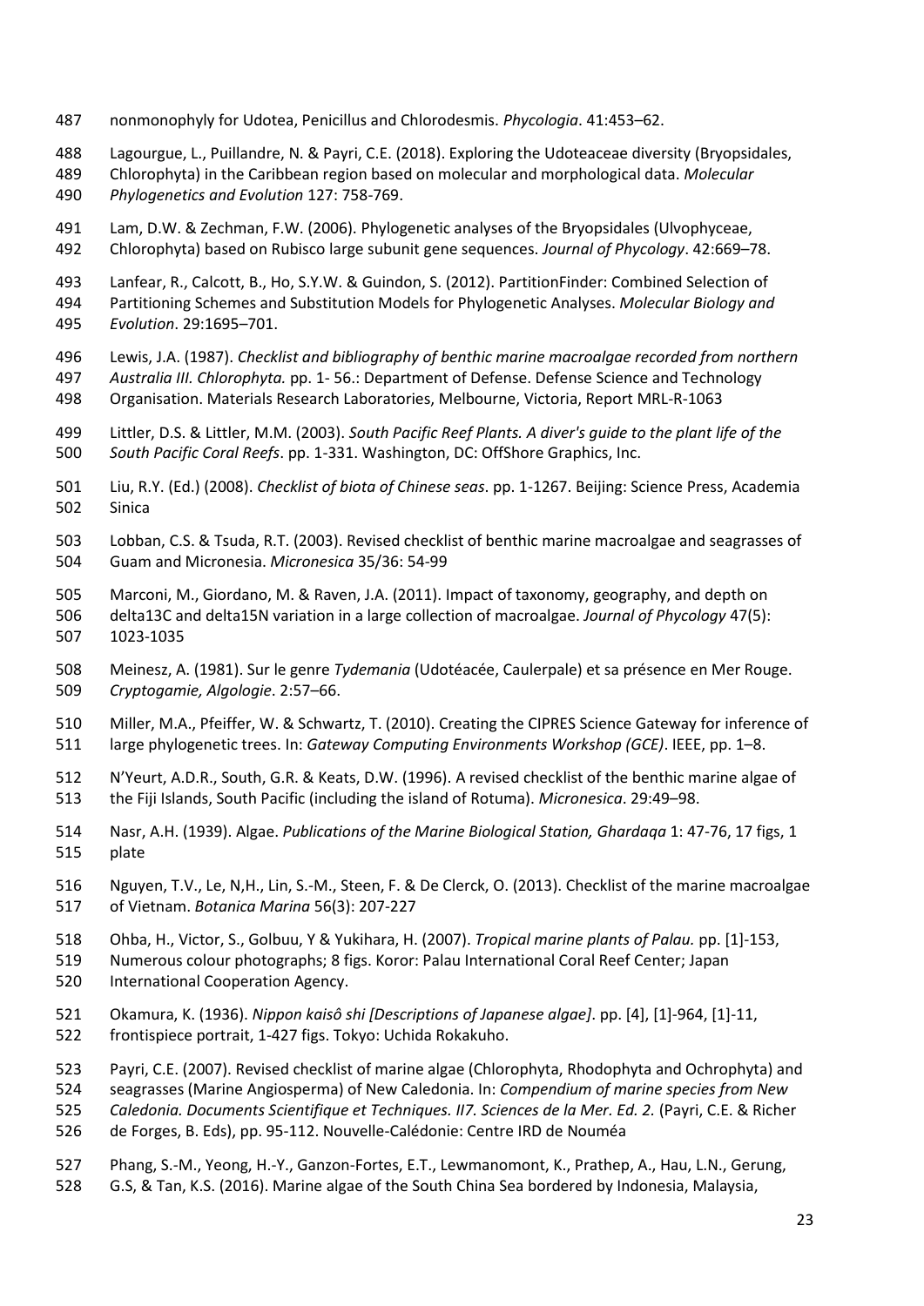nonmonophyly for Udotea, Penicillus and Chlorodesmis. *Phycologia*. 41:453–62.

Lagourgue, L., Puillandre, N. & Payri, C.E. (2018). Exploring the Udoteaceae diversity (Bryopsidales, Chlorophyta) in the Caribbean region based on molecular and morphological data. *Molecular Phylogenetics and Evolution* 127: 758-769.

Lam, D.W. & Zechman, F.W. (2006). Phylogenetic analyses of the Bryopsidales (Ulvophyceae, Chlorophyta) based on Rubisco large subunit gene sequences. *Journal of Phycology*. 42:669–78.

Lanfear, R., Calcott, B., Ho, S.Y.W. & Guindon, S. (2012). PartitionFinder: Combined Selection of Partitioning Schemes and Substitution Models for Phylogenetic Analyses. *Molecular Biology and Evolution*. 29:1695–701.

Lewis, J.A. (1987). *Checklist and bibliography of benthic marine macroalgae recorded from northern Australia III. Chlorophyta.* pp. 1- 56.: Department of Defense. Defense Science and Technology Organisation. Materials Research Laboratories, Melbourne, Victoria, Report MRL-R-1063

Littler, D.S. & Littler, M.M. (2003). *South Pacific Reef Plants. A diver's guide to the plant life of the South Pacific Coral Reefs*. pp. 1-331. Washington, DC: OffShore Graphics, Inc.

Liu, R.Y. (Ed.) (2008). *Checklist of biota of Chinese seas*. pp. 1-1267. Beijing: Science Press, Academia Sinica

Lobban, C.S. & Tsuda, R.T. (2003). Revised checklist of benthic marine macroalgae and seagrasses of Guam and Micronesia. *Micronesica* 35/36: 54-99

Marconi, M., Giordano, M. & Raven, J.A. (2011). Impact of taxonomy, geography, and depth on delta13C and delta15N variation in a large collection of macroalgae. *Journal of Phycology* 47(5): 1023-1035

Meinesz, A. (1981). Sur le genre *Tydemania* (Udotéacée, Caulerpale) et sa présence en Mer Rouge. *Cryptogamie, Algologie*. 2:57–66.

Miller, M.A., Pfeiffer, W. & Schwartz, T. (2010). Creating the CIPRES Science Gateway for inference of large phylogenetic trees. In: *Gateway Computing Environments Workshop (GCE)*. IEEE, pp. 1–8.

N'Yeurt, A.D.R., South, G.R. & Keats, D.W. (1996). A revised checklist of the benthic marine algae of the Fiji Islands, South Pacific (including the island of Rotuma). *Micronesica*. 29:49–98.

Nasr, A.H. (1939). Algae. *Publications of the Marine Biological Station, Ghardaqa* 1: 47-76, 17 figs, 1 plate

Nguyen, T.V., Le, N,H., Lin, S.-M., Steen, F. & De Clerck, O. (2013). Checklist of the marine macroalgae of Vietnam. *Botanica Marina* 56(3): 207-227

Ohba, H., Victor, S., Golbuu, Y & Yukihara, H. (2007). *Tropical marine plants of Palau.* pp. [1]-153, Numerous colour photographs; 8 figs. Koror: Palau International Coral Reef Center; Japan International Cooperation Agency.

Okamura, K. (1936). *Nippon kaisô shi [Descriptions of Japanese algae]*. pp. [4], [1]-964, [1]-11, frontispiece portrait, 1-427 figs. Tokyo: Uchida Rokakuho.

Payri, C.E. (2007). Revised checklist of marine algae (Chlorophyta, Rhodophyta and Ochrophyta) and seagrasses (Marine Angiosperma) of New Caledonia. In: *Compendium of marine species from New Caledonia. Documents Scientifique et Techniques. II7. Sciences de la Mer. Ed. 2.* (Payri, C.E. & Richer de Forges, B. Eds), pp. 95-112. Nouvelle-Calédonie: Centre IRD de Nouméa

Phang, S.-M., Yeong, H.-Y., Ganzon-Fortes, E.T., Lewmanomont, K., Prathep, A., Hau, L.N., Gerung, G.S, & Tan, K.S. (2016). Marine algae of the South China Sea bordered by Indonesia, Malaysia,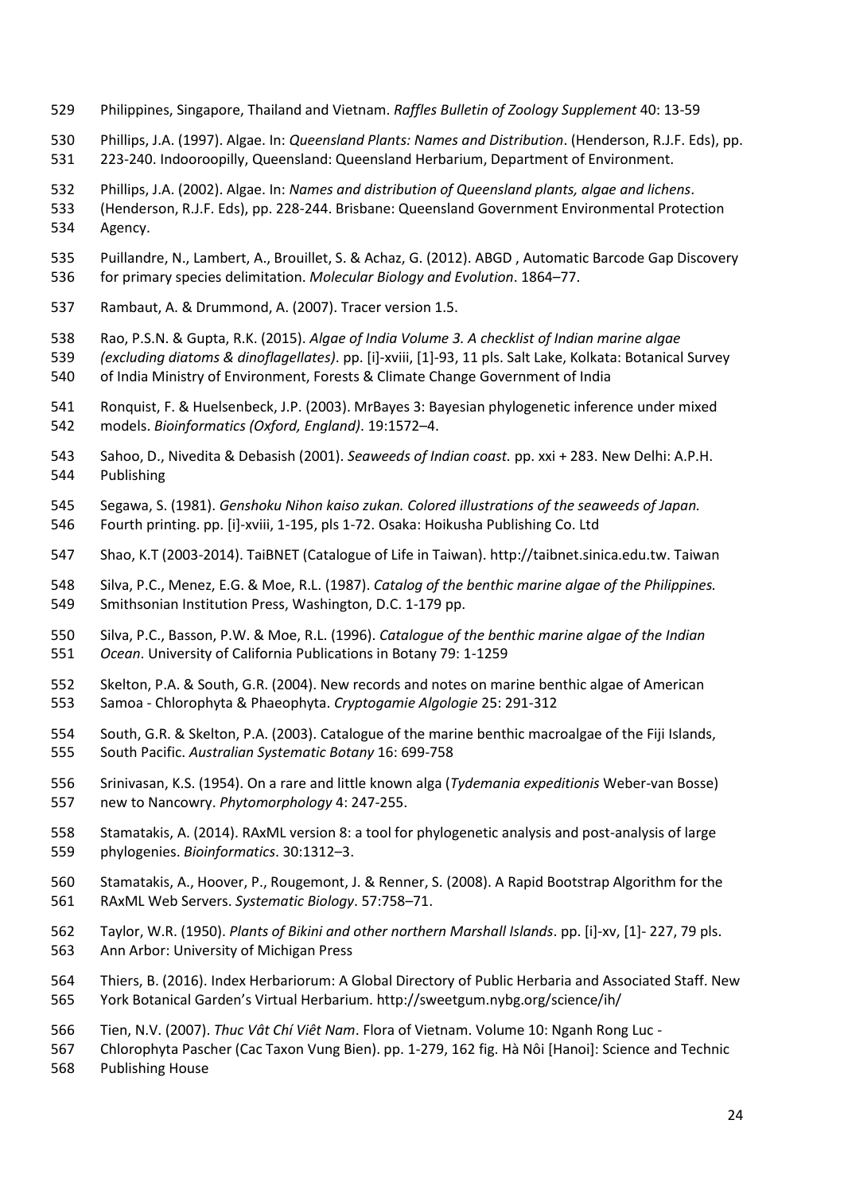Philippines, Singapore, Thailand and Vietnam. *Raffles Bulletin of Zoology Supplement* 40: 13-59

Phillips, J.A. (1997). Algae. In: *Queensland Plants: Names and Distribution*. (Henderson, R.J.F. Eds), pp. 223-240. Indooroopilly, Queensland: Queensland Herbarium, Department of Environment.

Phillips, J.A. (2002). Algae. In: *Names and distribution of Queensland plants, algae and lichens*. (Henderson, R.J.F. Eds), pp. 228-244. Brisbane: Queensland Government Environmental Protection Agency.

Puillandre, N., Lambert, A., Brouillet, S. & Achaz, G. (2012). ABGD , Automatic Barcode Gap Discovery for primary species delimitation. *Molecular Biology and Evolution*. 1864–77.

Rambaut, A. & Drummond, A. (2007). Tracer version 1.5.

Rao, P.S.N. & Gupta, R.K. (2015). *Algae of India Volume 3. A checklist of Indian marine algae (excluding diatoms & dinoflagellates)*. pp. [i]-xviii, [1]-93, 11 pls. Salt Lake, Kolkata: Botanical Survey of India Ministry of Environment, Forests & Climate Change Government of India

Ronquist, F. & Huelsenbeck, J.P. (2003). MrBayes 3: Bayesian phylogenetic inference under mixed models. *Bioinformatics (Oxford, England)*. 19:1572–4.

Sahoo, D., Nivedita & Debasish (2001). *Seaweeds of Indian coast.* pp. xxi + 283. New Delhi: A.P.H. Publishing

Segawa, S. (1981). *Genshoku Nihon kaiso zukan. Colored illustrations of the seaweeds of Japan.* Fourth printing. pp. [i]-xviii, 1-195, pls 1-72. Osaka: Hoikusha Publishing Co. Ltd

Shao, K.T (2003-2014). TaiBNET (Catalogue of Life in Taiwan). http://taibnet.sinica.edu.tw. Taiwan

Silva, P.C., Menez, E.G. & Moe, R.L. (1987). *Catalog of the benthic marine algae of the Philippines.* Smithsonian Institution Press, Washington, D.C. 1-179 pp.

Silva, P.C., Basson, P.W. & Moe, R.L. (1996). *Catalogue of the benthic marine algae of the Indian Ocean*. University of California Publications in Botany 79: 1-1259

Skelton, P.A. & South, G.R. (2004). New records and notes on marine benthic algae of American Samoa - Chlorophyta & Phaeophyta. *Cryptogamie Algologie* 25: 291-312

South, G.R. & Skelton, P.A. (2003). Catalogue of the marine benthic macroalgae of the Fiji Islands, South Pacific. *Australian Systematic Botany* 16: 699-758

Srinivasan, K.S. (1954). On a rare and little known alga (*Tydemania expeditionis* Weber-van Bosse) new to Nancowry. *Phytomorphology* 4: 247-255.

Stamatakis, A. (2014). RAxML version 8: a tool for phylogenetic analysis and post-analysis of large phylogenies. *Bioinformatics*. 30:1312–3.

Stamatakis, A., Hoover, P., Rougemont, J. & Renner, S. (2008). A Rapid Bootstrap Algorithm for the RAxML Web Servers. *Systematic Biology*. 57:758–71.

Taylor, W.R. (1950). *Plants of Bikini and other northern Marshall Islands*. pp. [i]-xv, [1]- 227, 79 pls. Ann Arbor: University of Michigan Press

Thiers, B. (2016). Index Herbariorum: A Global Directory of Public Herbaria and Associated Staff. New York Botanical Garden's Virtual Herbarium. http://sweetgum.nybg.org/science/ih/

Tien, N.V. (2007). *Thuc Vât Chí Viêt Nam*. Flora of Vietnam. Volume 10: Nganh Rong Luc - Chlorophyta Pascher (Cac Taxon Vung Bien). pp. 1-279, 162 fig. Hà Nôi [Hanoi]: Science and Technic Publishing House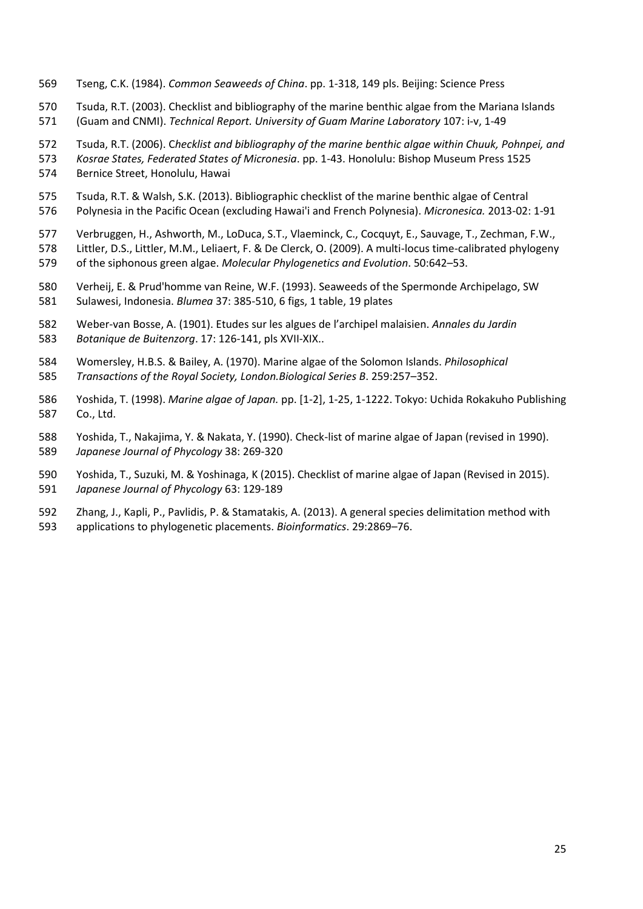Tseng, C.K. (1984). *Common Seaweeds of China*. pp. 1-318, 149 pls. Beijing: Science Press

Tsuda, R.T. (2003). Checklist and bibliography of the marine benthic algae from the Mariana Islands (Guam and CNMI). *Technical Report. University of Guam Marine Laboratory* 107: i-v, 1-49

Tsuda, R.T. (2006). C*hecklist and bibliography of the marine benthic algae within Chuuk, Pohnpei, and Kosrae States, Federated States of Micronesia*. pp. 1-43. Honolulu: Bishop Museum Press 1525 Bernice Street, Honolulu, Hawai

Tsuda, R.T. & Walsh, S.K. (2013). Bibliographic checklist of the marine benthic algae of Central Polynesia in the Pacific Ocean (excluding Hawai'i and French Polynesia). *Micronesica.* 2013-02: 1-91

Verbruggen, H., Ashworth, M., LoDuca, S.T., Vlaeminck, C., Cocquyt, E., Sauvage, T., Zechman, F.W., Littler, D.S., Littler, M.M., Leliaert, F. & De Clerck, O. (2009). A multi-locus time-calibrated phylogeny of the siphonous green algae. *Molecular Phylogenetics and Evolution*. 50:642–53.

Verheij, E. & Prud'homme van Reine, W.F. (1993). Seaweeds of the Spermonde Archipelago, SW Sulawesi, Indonesia. *Blumea* 37: 385-510, 6 figs, 1 table, 19 plates

Weber-van Bosse, A. (1901). Etudes sur les algues de l'archipel malaisien. *Annales du Jardin Botanique de Buitenzorg*. 17: 126-141, pls XVII-XIX..

Womersley, H.B.S. & Bailey, A. (1970). Marine algae of the Solomon Islands. *Philosophical Transactions of the Royal Society, London.Biological Series B*. 259:257–352.

Yoshida, T. (1998). *Marine algae of Japan.* pp. [1-2], 1-25, 1-1222. Tokyo: Uchida Rokakuho Publishing Co., Ltd.

Yoshida, T., Nakajima, Y. & Nakata, Y. (1990). Check-list of marine algae of Japan (revised in 1990). *Japanese Journal of Phycology* 38: 269-320

Yoshida, T., Suzuki, M. & Yoshinaga, K (2015). Checklist of marine algae of Japan (Revised in 2015). *Japanese Journal of Phycology* 63: 129-189

Zhang, J., Kapli, P., Pavlidis, P. & Stamatakis, A. (2013). A general species delimitation method with applications to phylogenetic placements. *Bioinformatics*. 29:2869–76.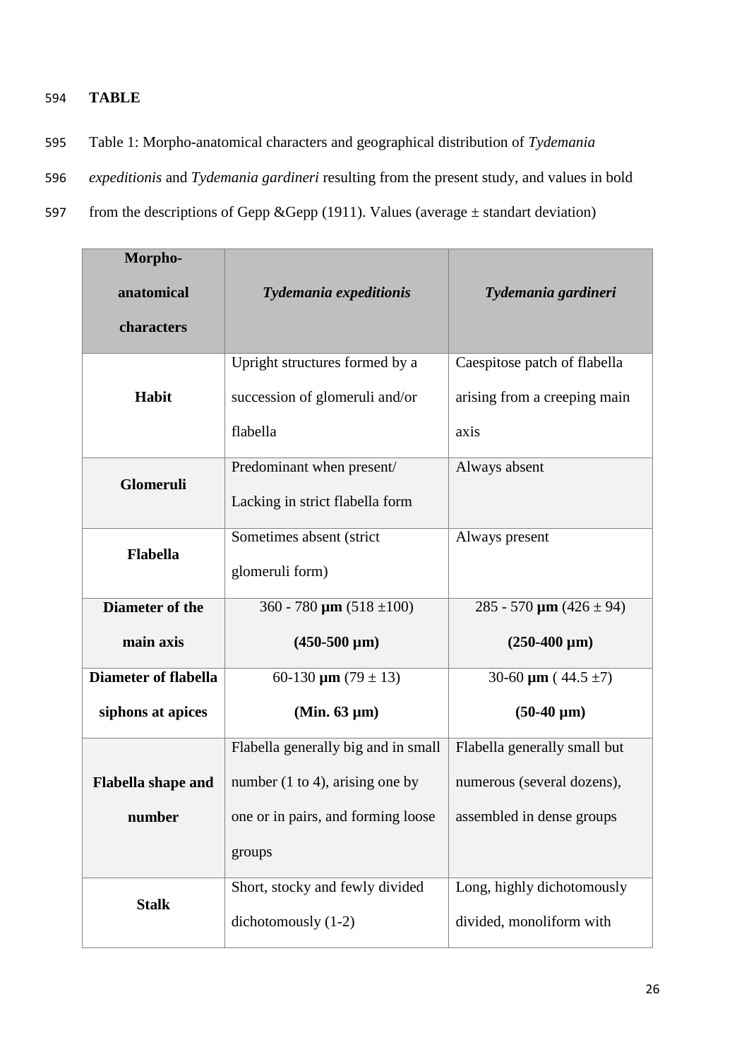**TABLE**

Table 1: Morpho-anatomical characters and geographical distribution of *Tydemania expeditionis* and *Tydemania gardineri* resulting from the present study, and values in bold from the descriptions of Gepp &Gepp (1911). Values (average ± standart deviation)

| Morpho-anatomical characters | *Tydemania expeditionis* | *Tydemania gardineri* |
|---|---|---|
| **Habit** | Upright structures formed by a succession of glomeruli and/or flabella | Caespitose patch of flabella arising from a creeping main axis |
| **Glomeruli** | Predominant when present/ Lacking in strict flabella form | Always absent |
| **Flabella** | Sometimes absent (strict glomeruli form) | Always present |
| **Diameter of the main axis** | 360 - 780 **µm** (518 ±100) **(450-500 µm)** | 285 - 570 **µm** (426 ± 94) **(250-400 µm)** |
| **Diameter of flabella siphons at apices** | 60-130 **µm** (79 ± 13) **(Min. 63 µm)** | 30-60 **µm** ( 44.5 ±7) **(50-40 µm)** |
| **Flabella shape and number** | Flabella generally big and in small number (1 to 4), arising one by one or in pairs, and forming loose groups | Flabella generally small but numerous (several dozens), assembled in dense groups |
| **Stalk** | Short, stocky and fewly divided dichotomously (1-2) | Long, highly dichotomously divided, monoliform with |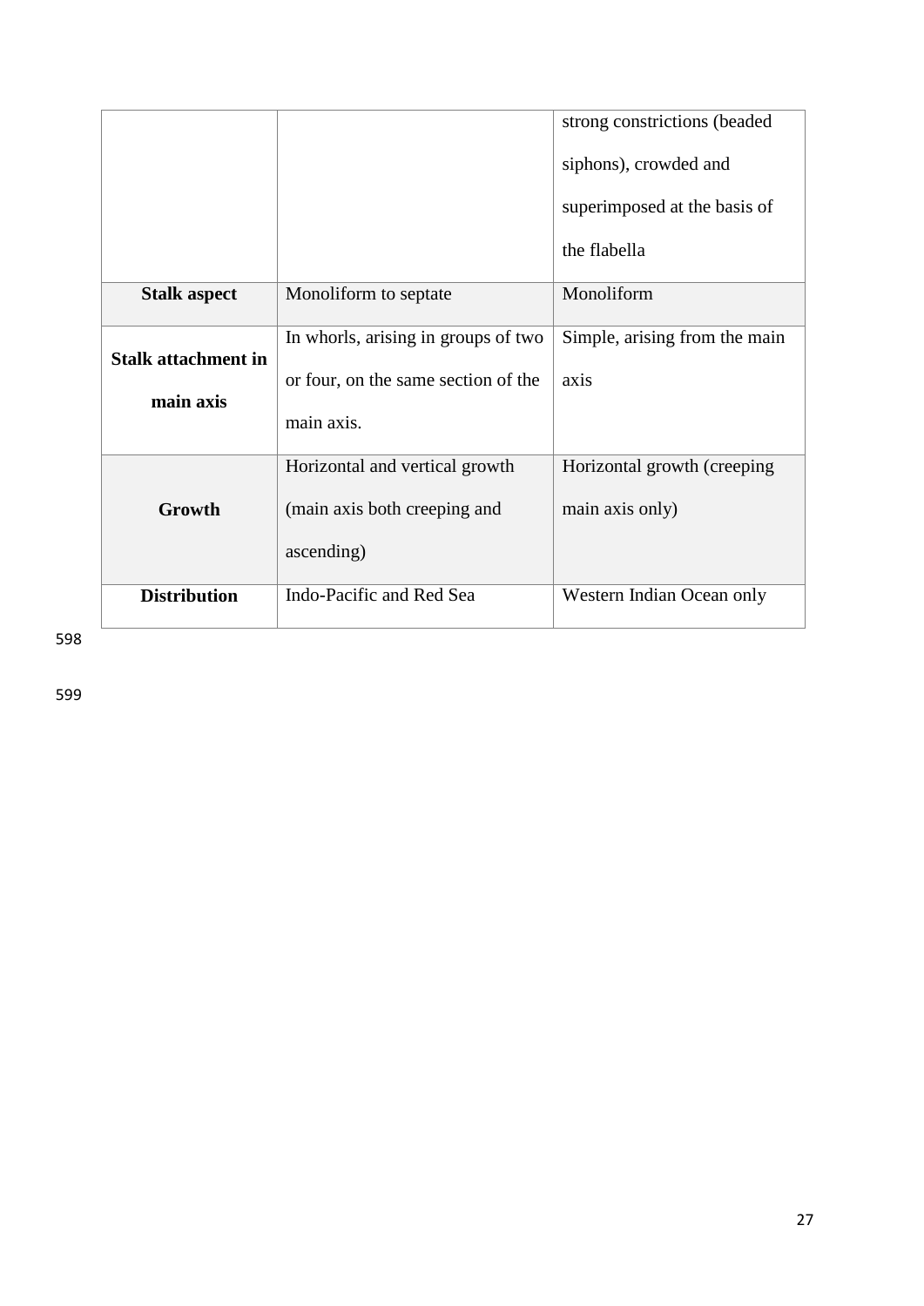| | | |
|---|---|---|
| | | strong constrictions (beaded siphons), crowded and superimposed at the basis of the flabella |
| **Stalk aspect** | Monoliform to septate | Monoliform |
| **Stalk attachment in main axis** | In whorls, arising in groups of two or four, on the same section of the main axis. | Simple, arising from the main axis |
| **Growth** | Horizontal and vertical growth (main axis both creeping and ascending) | Horizontal growth (creeping main axis only) |
| **Distribution** | Indo-Pacific and Red Sea | Western Indian Ocean only |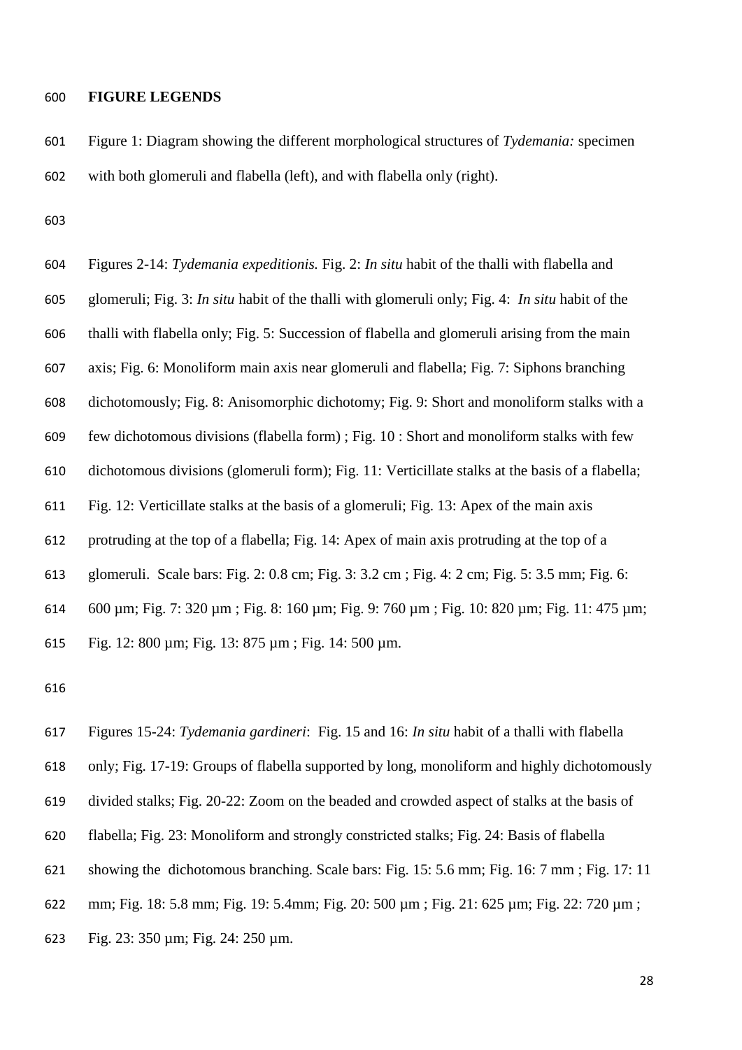**FIGURE LEGENDS**

Figure 1: Diagram showing the different morphological structures of *Tydemania:* specimen with both glomeruli and flabella (left), and with flabella only (right).

Figures 2-14: *Tydemania expeditionis.* Fig. 2: *In situ* habit of the thalli with flabella and glomeruli; Fig. 3: *In situ* habit of the thalli with glomeruli only; Fig. 4: *In situ* habit of the thalli with flabella only; Fig. 5: Succession of flabella and glomeruli arising from the main axis; Fig. 6: Monoliform main axis near glomeruli and flabella; Fig. 7: Siphons branching dichotomously; Fig. 8: Anisomorphic dichotomy; Fig. 9: Short and monoliform stalks with a few dichotomous divisions (flabella form) ; Fig. 10 : Short and monoliform stalks with few dichotomous divisions (glomeruli form); Fig. 11: Verticillate stalks at the basis of a flabella; Fig. 12: Verticillate stalks at the basis of a glomeruli; Fig. 13: Apex of the main axis protruding at the top of a flabella; Fig. 14: Apex of main axis protruding at the top of a glomeruli. Scale bars: Fig. 2: 0.8 cm; Fig. 3: 3.2 cm ; Fig. 4: 2 cm; Fig. 5: 3.5 mm; Fig. 6: 600 µm; Fig. 7: 320 µm ; Fig. 8: 160 µm; Fig. 9: 760 µm ; Fig. 10: 820 µm; Fig. 11: 475 µm; Fig. 12: 800 µm; Fig. 13: 875 µm ; Fig. 14: 500 µm.

Figures 15-24: *Tydemania gardineri*: Fig. 15 and 16: *In situ* habit of a thalli with flabella only; Fig. 17-19: Groups of flabella supported by long, monoliform and highly dichotomously divided stalks; Fig. 20-22: Zoom on the beaded and crowded aspect of stalks at the basis of flabella; Fig. 23: Monoliform and strongly constricted stalks; Fig. 24: Basis of flabella showing the dichotomous branching. Scale bars: Fig. 15: 5.6 mm; Fig. 16: 7 mm ; Fig. 17: 11 mm; Fig. 18: 5.8 mm; Fig. 19: 5.4mm; Fig. 20: 500 µm ; Fig. 21: 625 µm; Fig. 22: 720 µm ; Fig. 23: 350 µm; Fig. 24: 250 µm.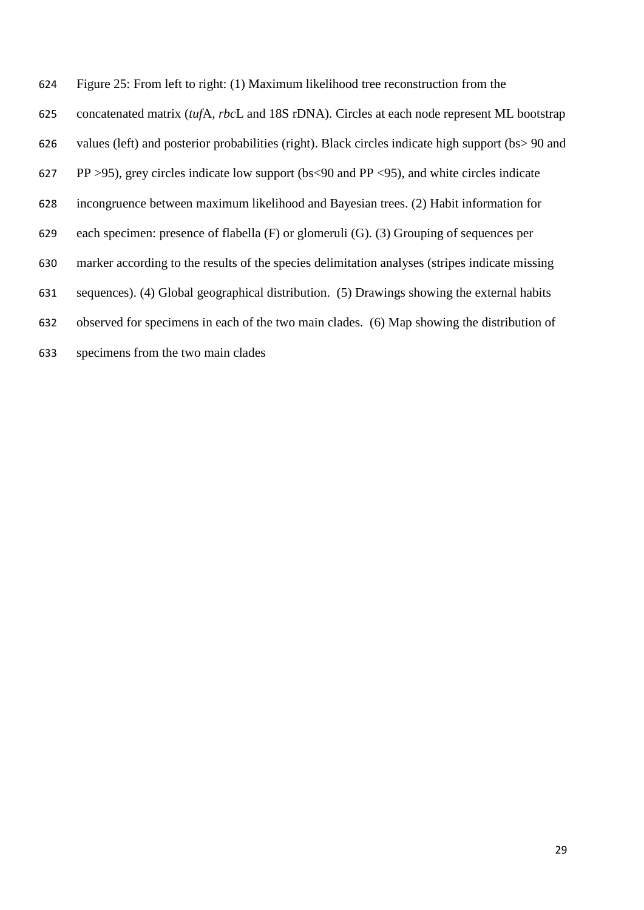Figure 25: From left to right: (1) Maximum likelihood tree reconstruction from the concatenated matrix (*tuf*A, *rbc*L and 18S rDNA). Circles at each node represent ML bootstrap values (left) and posterior probabilities (right). Black circles indicate high support (bs> 90 and PP >95), grey circles indicate low support (bs<90 and PP <95), and white circles indicate incongruence between maximum likelihood and Bayesian trees. (2) Habit information for each specimen: presence of flabella (F) or glomeruli (G). (3) Grouping of sequences per marker according to the results of the species delimitation analyses (stripes indicate missing sequences). (4) Global geographical distribution. (5) Drawings showing the external habits observed for specimens in each of the two main clades. (6) Map showing the distribution of specimens from the two main clades